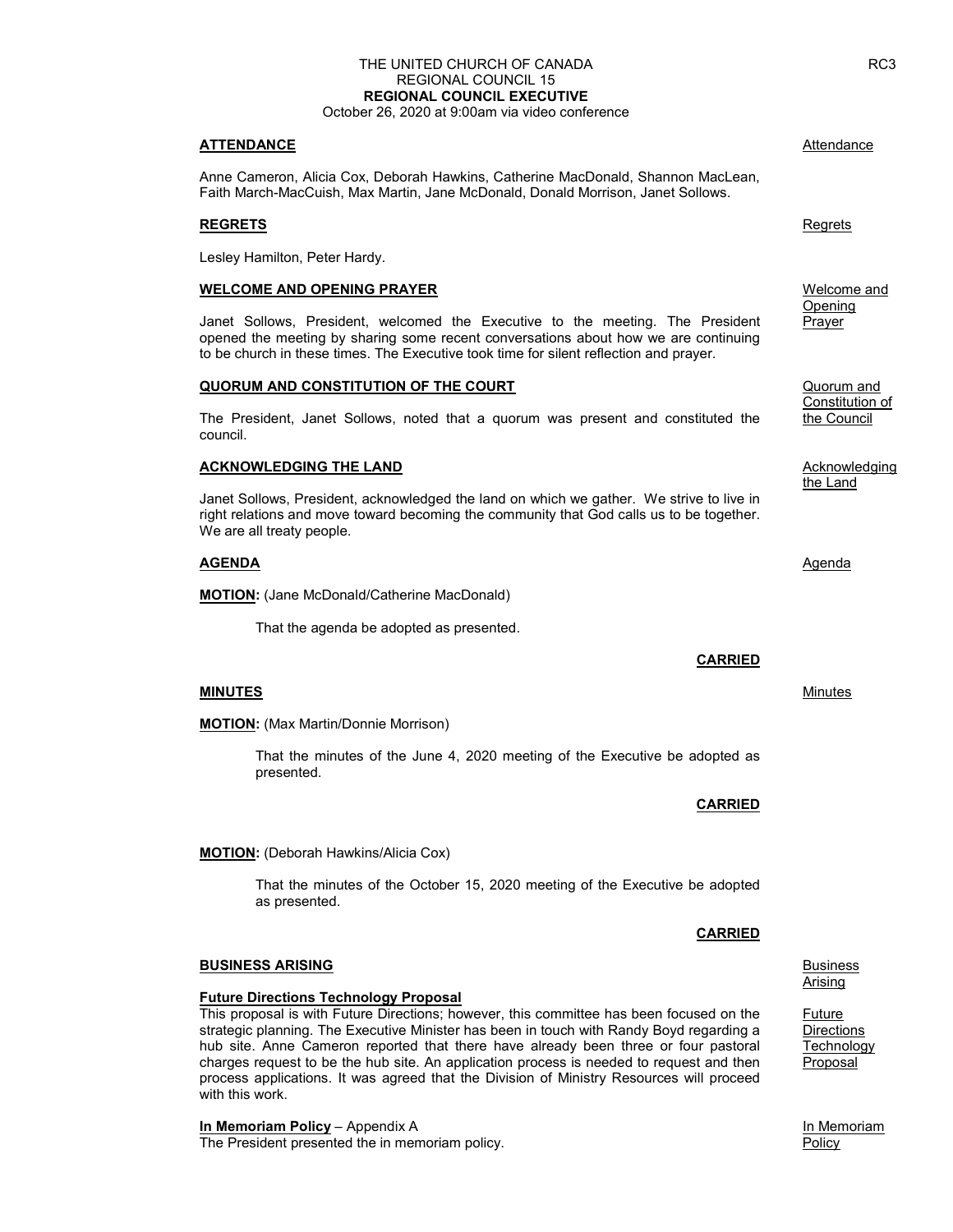THE UNITED CHURCH OF CANADA
REGIONAL COUNCIL 15
**REGIONAL COUNCIL EXECUTIVE**
October 26, 2020 at 9:00am via video conference

RC3

## ATTENDANCE

Attendance

Anne Cameron, Alicia Cox, Deborah Hawkins, Catherine MacDonald, Shannon MacLean, Faith March-MacCuish, Max Martin, Jane McDonald, Donald Morrison, Janet Sollows.

## REGRETS

Regrets

Lesley Hamilton, Peter Hardy.

## WELCOME AND OPENING PRAYER

Welcome and Opening Prayer

Janet Sollows, President, welcomed the Executive to the meeting. The President opened the meeting by sharing some recent conversations about how we are continuing to be church in these times. The Executive took time for silent reflection and prayer.

## QUORUM AND CONSTITUTION OF THE COURT

Quorum and Constitution of the Council

The President, Janet Sollows, noted that a quorum was present and constituted the council.

## ACKNOWLEDGING THE LAND

Acknowledging the Land

Janet Sollows, President, acknowledged the land on which we gather. We strive to live in right relations and move toward becoming the community that God calls us to be together. We are all treaty people.

## AGENDA

Agenda

**MOTION:** (Jane McDonald/Catherine MacDonald)

That the agenda be adopted as presented.

**CARRIED**

## MINUTES

Minutes

**MOTION:** (Max Martin/Donnie Morrison)

That the minutes of the June 4, 2020 meeting of the Executive be adopted as presented.

**CARRIED**

**MOTION:** (Deborah Hawkins/Alicia Cox)

That the minutes of the October 15, 2020 meeting of the Executive be adopted as presented.

**CARRIED**

## BUSINESS ARISING

Business Arising

### Future Directions Technology Proposal

Future Directions Technology Proposal

This proposal is with Future Directions; however, this committee has been focused on the strategic planning. The Executive Minister has been in touch with Randy Boyd regarding a hub site. Anne Cameron reported that there have already been three or four pastoral charges request to be the hub site. An application process is needed to request and then process applications. It was agreed that the Division of Ministry Resources will proceed with this work.

### In Memoriam Policy – Appendix A

In Memoriam Policy

The President presented the in memoriam policy.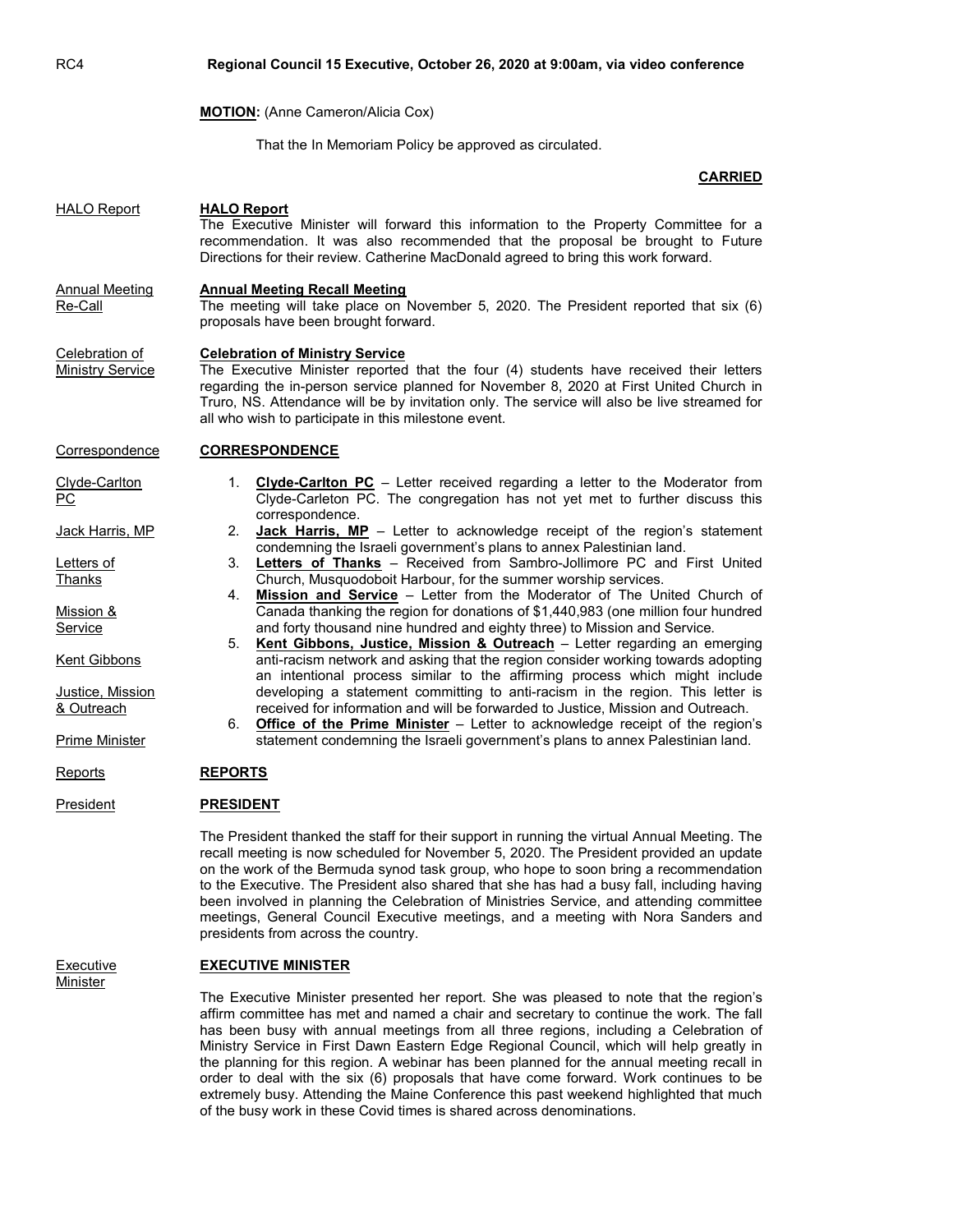**MOTION:** (Anne Cameron/Alicia Cox)

That the In Memoriam Policy be approved as circulated.

**CARRIED**

HALO Report

**HALO Report**
The Executive Minister will forward this information to the Property Committee for a recommendation. It was also recommended that the proposal be brought to Future Directions for their review. Catherine MacDonald agreed to bring this work forward.

Annual Meeting Re-Call

**Annual Meeting Recall Meeting**
The meeting will take place on November 5, 2020. The President reported that six (6) proposals have been brought forward.

Celebration of Ministry Service

**Celebration of Ministry Service**
The Executive Minister reported that the four (4) students have received their letters regarding the in-person service planned for November 8, 2020 at First United Church in Truro, NS. Attendance will be by invitation only. The service will also be live streamed for all who wish to participate in this milestone event.

Correspondence

**CORRESPONDENCE**

Clyde-Carlton PC

Jack Harris, MP

Letters of Thanks

Mission & Service

Kent Gibbons

Justice, Mission & Outreach

Prime Minister

1. **Clyde-Carlton PC** – Letter received regarding a letter to the Moderator from Clyde-Carleton PC. The congregation has not yet met to further discuss this correspondence.
2. **Jack Harris, MP** – Letter to acknowledge receipt of the region's statement condemning the Israeli government's plans to annex Palestinian land.
3. **Letters of Thanks** – Received from Sambro-Jollimore PC and First United Church, Musquodoboit Harbour, for the summer worship services.
4. **Mission and Service** – Letter from the Moderator of The United Church of Canada thanking the region for donations of $1,440,983 (one million four hundred and forty thousand nine hundred and eighty three) to Mission and Service.
5. **Kent Gibbons, Justice, Mission & Outreach** – Letter regarding an emerging anti-racism network and asking that the region consider working towards adopting an intentional process similar to the affirming process which might include developing a statement committing to anti-racism in the region. This letter is received for information and will be forwarded to Justice, Mission and Outreach.
6. **Office of the Prime Minister** – Letter to acknowledge receipt of the region's statement condemning the Israeli government's plans to annex Palestinian land.

Reports

**REPORTS**

President

**PRESIDENT**

The President thanked the staff for their support in running the virtual Annual Meeting. The recall meeting is now scheduled for November 5, 2020. The President provided an update on the work of the Bermuda synod task group, who hope to soon bring a recommendation to the Executive. The President also shared that she has had a busy fall, including having been involved in planning the Celebration of Ministries Service, and attending committee meetings, General Council Executive meetings, and a meeting with Nora Sanders and presidents from across the country.

Executive Minister

**EXECUTIVE MINISTER**

The Executive Minister presented her report. She was pleased to note that the region's affirm committee has met and named a chair and secretary to continue the work. The fall has been busy with annual meetings from all three regions, including a Celebration of Ministry Service in First Dawn Eastern Edge Regional Council, which will help greatly in the planning for this region. A webinar has been planned for the annual meeting recall in order to deal with the six (6) proposals that have come forward. Work continues to be extremely busy. Attending the Maine Conference this past weekend highlighted that much of the busy work in these Covid times is shared across denominations.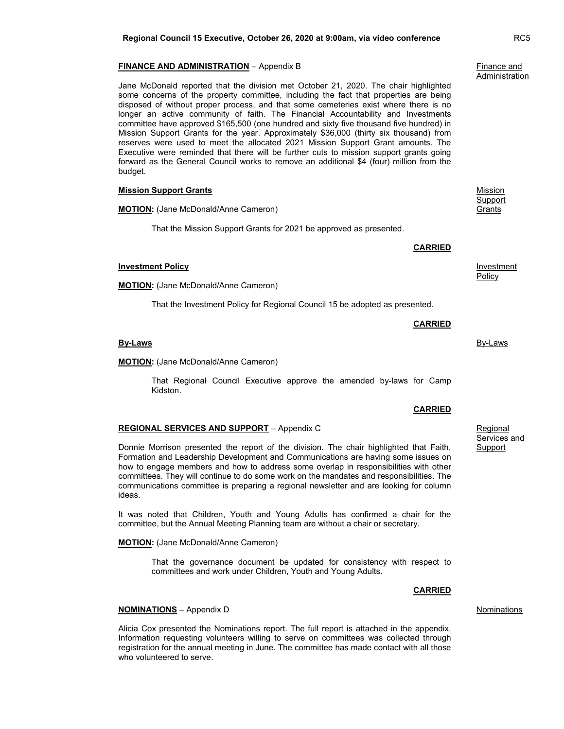**FINANCE AND ADMINISTRATION** – Appendix B

Finance and Administration

Jane McDonald reported that the division met October 21, 2020. The chair highlighted some concerns of the property committee, including the fact that properties are being disposed of without proper process, and that some cemeteries exist where there is no longer an active community of faith. The Financial Accountability and Investments committee have approved $165,500 (one hundred and sixty five thousand five hundred) in Mission Support Grants for the year. Approximately $36,000 (thirty six thousand) from reserves were used to meet the allocated 2021 Mission Support Grant amounts. The Executive were reminded that there will be further cuts to mission support grants going forward as the General Council works to remove an additional $4 (four) million from the budget.

**Mission Support Grants**

Mission Support Grants

**MOTION:** (Jane McDonald/Anne Cameron)

> That the Mission Support Grants for 2021 be approved as presented.

**CARRIED**

**Investment Policy**

Investment Policy

**MOTION:** (Jane McDonald/Anne Cameron)

> That the Investment Policy for Regional Council 15 be adopted as presented.

**CARRIED**

**By-Laws**

By-Laws

**MOTION:** (Jane McDonald/Anne Cameron)

> That Regional Council Executive approve the amended by-laws for Camp Kidston.

**CARRIED**

**REGIONAL SERVICES AND SUPPORT** – Appendix C

Regional Services and Support

Donnie Morrison presented the report of the division. The chair highlighted that Faith, Formation and Leadership Development and Communications are having some issues on how to engage members and how to address some overlap in responsibilities with other committees. They will continue to do some work on the mandates and responsibilities. The communications committee is preparing a regional newsletter and are looking for column ideas.

It was noted that Children, Youth and Young Adults has confirmed a chair for the committee, but the Annual Meeting Planning team are without a chair or secretary.

**MOTION:** (Jane McDonald/Anne Cameron)

> That the governance document be updated for consistency with respect to committees and work under Children, Youth and Young Adults.

**CARRIED**

**NOMINATIONS** – Appendix D

Nominations

Alicia Cox presented the Nominations report. The full report is attached in the appendix. Information requesting volunteers willing to serve on committees was collected through registration for the annual meeting in June. The committee has made contact with all those who volunteered to serve.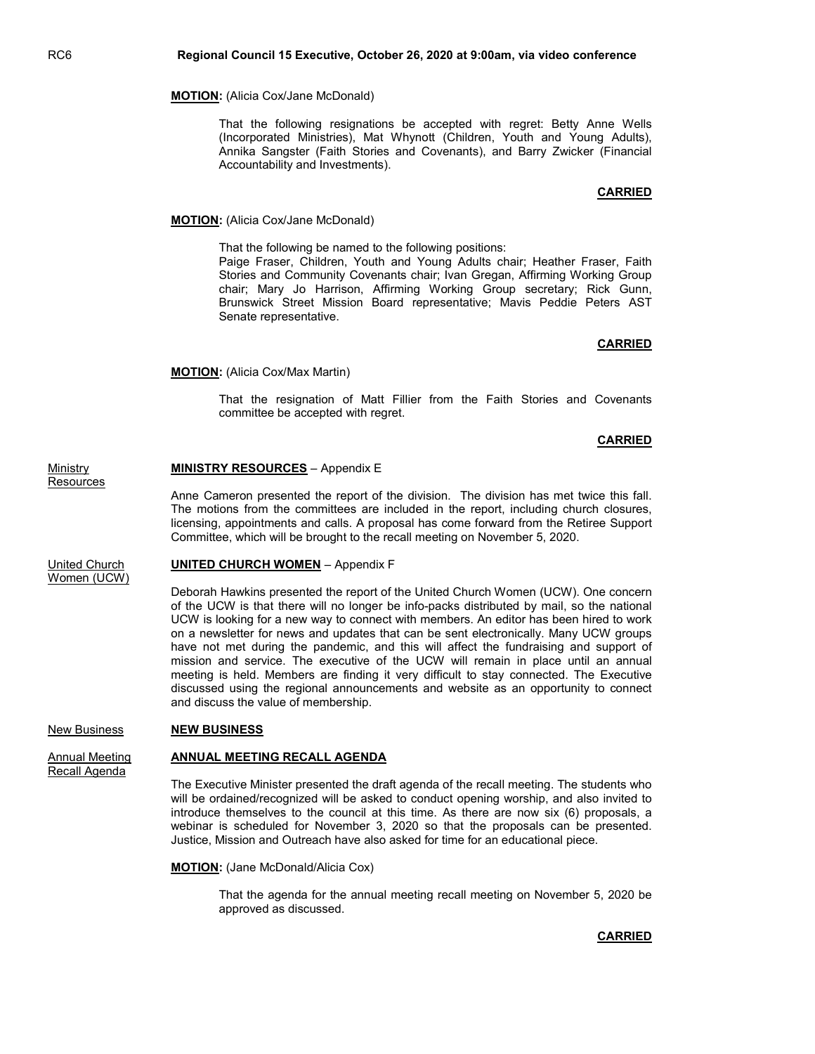**MOTION:** (Alicia Cox/Jane McDonald)

That the following resignations be accepted with regret: Betty Anne Wells (Incorporated Ministries), Mat Whynott (Children, Youth and Young Adults), Annika Sangster (Faith Stories and Covenants), and Barry Zwicker (Financial Accountability and Investments).

**CARRIED**

**MOTION:** (Alicia Cox/Jane McDonald)

That the following be named to the following positions:
Paige Fraser, Children, Youth and Young Adults chair; Heather Fraser, Faith Stories and Community Covenants chair; Ivan Gregan, Affirming Working Group chair; Mary Jo Harrison, Affirming Working Group secretary; Rick Gunn, Brunswick Street Mission Board representative; Mavis Peddie Peters AST Senate representative.

**CARRIED**

**MOTION:** (Alicia Cox/Max Martin)

That the resignation of Matt Fillier from the Faith Stories and Covenants committee be accepted with regret.

**CARRIED**

Ministry Resources

## MINISTRY RESOURCES – Appendix E

Anne Cameron presented the report of the division. The division has met twice this fall. The motions from the committees are included in the report, including church closures, licensing, appointments and calls. A proposal has come forward from the Retiree Support Committee, which will be brought to the recall meeting on November 5, 2020.

United Church Women (UCW)

## UNITED CHURCH WOMEN – Appendix F

Deborah Hawkins presented the report of the United Church Women (UCW). One concern of the UCW is that there will no longer be info-packs distributed by mail, so the national UCW is looking for a new way to connect with members. An editor has been hired to work on a newsletter for news and updates that can be sent electronically. Many UCW groups have not met during the pandemic, and this will affect the fundraising and support of mission and service. The executive of the UCW will remain in place until an annual meeting is held. Members are finding it very difficult to stay connected. The Executive discussed using the regional announcements and website as an opportunity to connect and discuss the value of membership.

New Business

## NEW BUSINESS

Annual Meeting Recall Agenda

## ANNUAL MEETING RECALL AGENDA

The Executive Minister presented the draft agenda of the recall meeting. The students who will be ordained/recognized will be asked to conduct opening worship, and also invited to introduce themselves to the council at this time. As there are now six (6) proposals, a webinar is scheduled for November 3, 2020 so that the proposals can be presented. Justice, Mission and Outreach have also asked for time for an educational piece.

**MOTION:** (Jane McDonald/Alicia Cox)

That the agenda for the annual meeting recall meeting on November 5, 2020 be approved as discussed.

**CARRIED**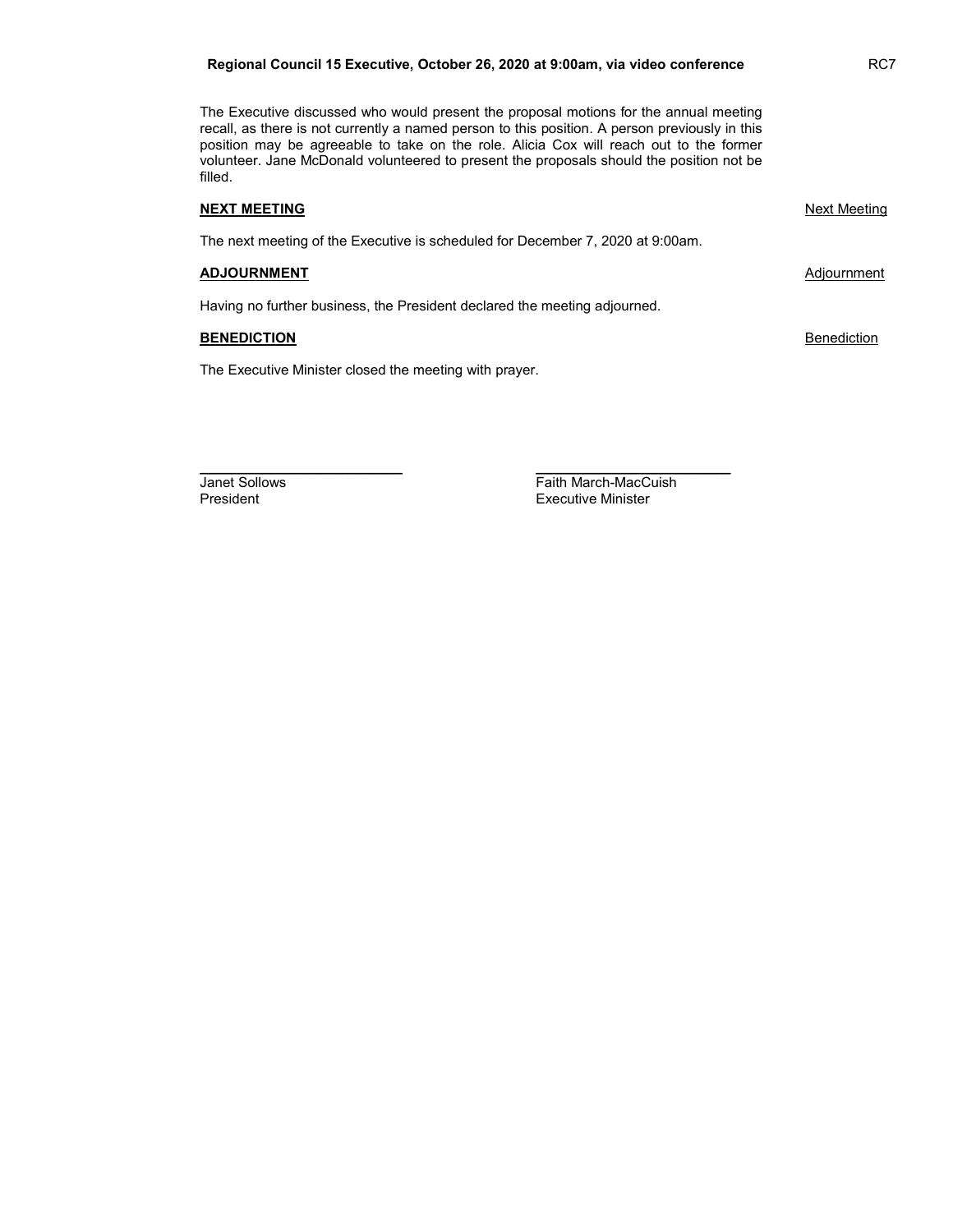The Executive discussed who would present the proposal motions for the annual meeting recall, as there is not currently a named person to this position. A person previously in this position may be agreeable to take on the role. Alicia Cox will reach out to the former volunteer. Jane McDonald volunteered to present the proposals should the position not be filled.

**NEXT MEETING** — Next Meeting

The next meeting of the Executive is scheduled for December 7, 2020 at 9:00am.

**ADJOURNMENT** — Adjournment

Having no further business, the President declared the meeting adjourned.

**BENEDICTION** — Benediction

The Executive Minister closed the meeting with prayer.

| | |
|---|---|
| \_\_\_\_\_\_\_\_\_\_\_\_\_\_\_\_\_\_\_\_\_\_\_\_ | \_\_\_\_\_\_\_\_\_\_\_\_\_\_\_\_\_\_\_\_\_\_\_\_ |
| Janet Sollows | Faith March-MacCuish |
| President | Executive Minister |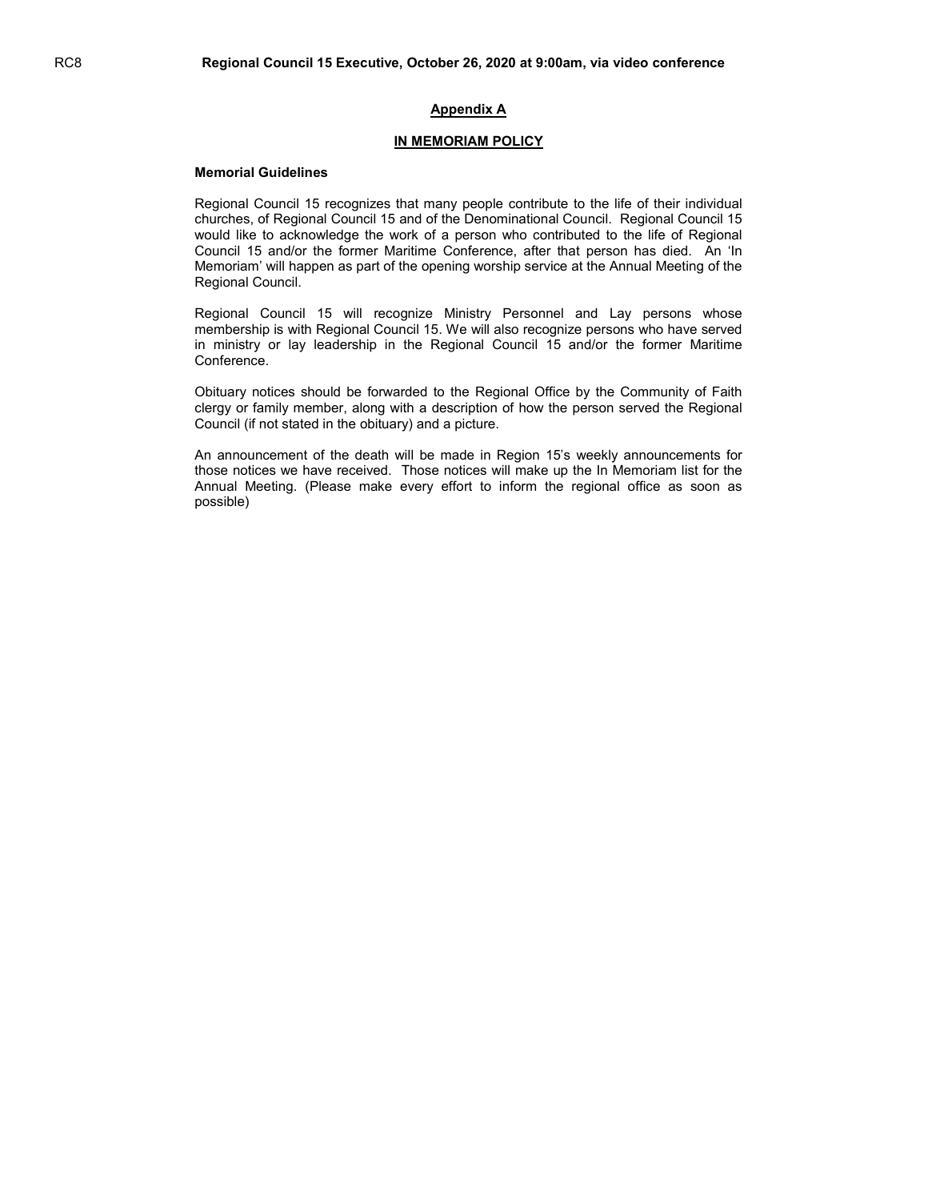## Appendix A

### IN MEMORIAM POLICY

**Memorial Guidelines**

Regional Council 15 recognizes that many people contribute to the life of their individual churches, of Regional Council 15 and of the Denominational Council. Regional Council 15 would like to acknowledge the work of a person who contributed to the life of Regional Council 15 and/or the former Maritime Conference, after that person has died. An 'In Memoriam' will happen as part of the opening worship service at the Annual Meeting of the Regional Council.

Regional Council 15 will recognize Ministry Personnel and Lay persons whose membership is with Regional Council 15. We will also recognize persons who have served in ministry or lay leadership in the Regional Council 15 and/or the former Maritime Conference.

Obituary notices should be forwarded to the Regional Office by the Community of Faith clergy or family member, along with a description of how the person served the Regional Council (if not stated in the obituary) and a picture.

An announcement of the death will be made in Region 15's weekly announcements for those notices we have received. Those notices will make up the In Memoriam list for the Annual Meeting. (Please make every effort to inform the regional office as soon as possible)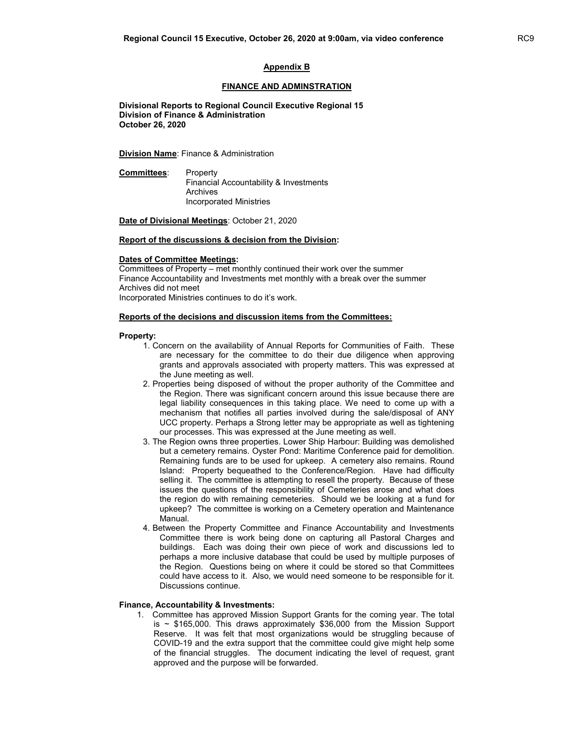## Appendix B

### FINANCE AND ADMINSTRATION

**Divisional Reports to Regional Council Executive Regional 15**
**Division of Finance & Administration**
**October 26, 2020**

**Division Name**: Finance & Administration

**Committees**: Property
Financial Accountability & Investments
Archives
Incorporated Ministries

**Date of Divisional Meetings**: October 21, 2020

**Report of the discussions & decision from the Division:**

**Dates of Committee Meetings:**
Committees of Property – met monthly continued their work over the summer
Finance Accountability and Investments met monthly with a break over the summer
Archives did not meet
Incorporated Ministries continues to do it's work.

**Reports of the decisions and discussion items from the Committees:**

**Property:**

1. Concern on the availability of Annual Reports for Communities of Faith. These are necessary for the committee to do their due diligence when approving grants and approvals associated with property matters. This was expressed at the June meeting as well.
2. Properties being disposed of without the proper authority of the Committee and the Region. There was significant concern around this issue because there are legal liability consequences in this taking place. We need to come up with a mechanism that notifies all parties involved during the sale/disposal of ANY UCC property. Perhaps a Strong letter may be appropriate as well as tightening our processes. This was expressed at the June meeting as well.
3. The Region owns three properties. Lower Ship Harbour: Building was demolished but a cemetery remains. Oyster Pond: Maritime Conference paid for demolition. Remaining funds are to be used for upkeep. A cemetery also remains. Round Island: Property bequeathed to the Conference/Region. Have had difficulty selling it. The committee is attempting to resell the property. Because of these issues the questions of the responsibility of Cemeteries arose and what does the region do with remaining cemeteries. Should we be looking at a fund for upkeep? The committee is working on a Cemetery operation and Maintenance Manual.
4. Between the Property Committee and Finance Accountability and Investments Committee there is work being done on capturing all Pastoral Charges and buildings. Each was doing their own piece of work and discussions led to perhaps a more inclusive database that could be used by multiple purposes of the Region. Questions being on where it could be stored so that Committees could have access to it. Also, we would need someone to be responsible for it. Discussions continue.

**Finance, Accountability & Investments:**

1. Committee has approved Mission Support Grants for the coming year. The total is ~ $165,000. This draws approximately $36,000 from the Mission Support Reserve. It was felt that most organizations would be struggling because of COVID-19 and the extra support that the committee could give might help some of the financial struggles. The document indicating the level of request, grant approved and the purpose will be forwarded.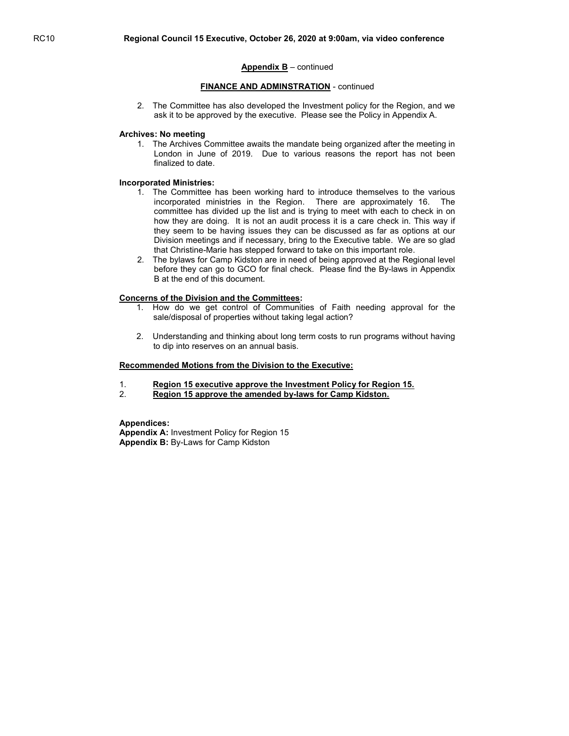**Appendix B** – continued

**FINANCE AND ADMINSTRATION** - continued

2. The Committee has also developed the Investment policy for the Region, and we ask it to be approved by the executive. Please see the Policy in Appendix A.

**Archives: No meeting**

1. The Archives Committee awaits the mandate being organized after the meeting in London in June of 2019. Due to various reasons the report has not been finalized to date.

**Incorporated Ministries:**

1. The Committee has been working hard to introduce themselves to the various incorporated ministries in the Region. There are approximately 16. The committee has divided up the list and is trying to meet with each to check in on how they are doing. It is not an audit process it is a care check in. This way if they seem to be having issues they can be discussed as far as options at our Division meetings and if necessary, bring to the Executive table. We are so glad that Christine-Marie has stepped forward to take on this important role.
2. The bylaws for Camp Kidston are in need of being approved at the Regional level before they can go to GCO for final check. Please find the By-laws in Appendix B at the end of this document.

**Concerns of the Division and the Committees:**

1. How do we get control of Communities of Faith needing approval for the sale/disposal of properties without taking legal action?

2. Understanding and thinking about long term costs to run programs without having to dip into reserves on an annual basis.

**Recommended Motions from the Division to the Executive:**

1. **Region 15 executive approve the Investment Policy for Region 15.**
2. **Region 15 approve the amended by-laws for Camp Kidston.**

**Appendices:**
**Appendix A:** Investment Policy for Region 15
**Appendix B:** By-Laws for Camp Kidston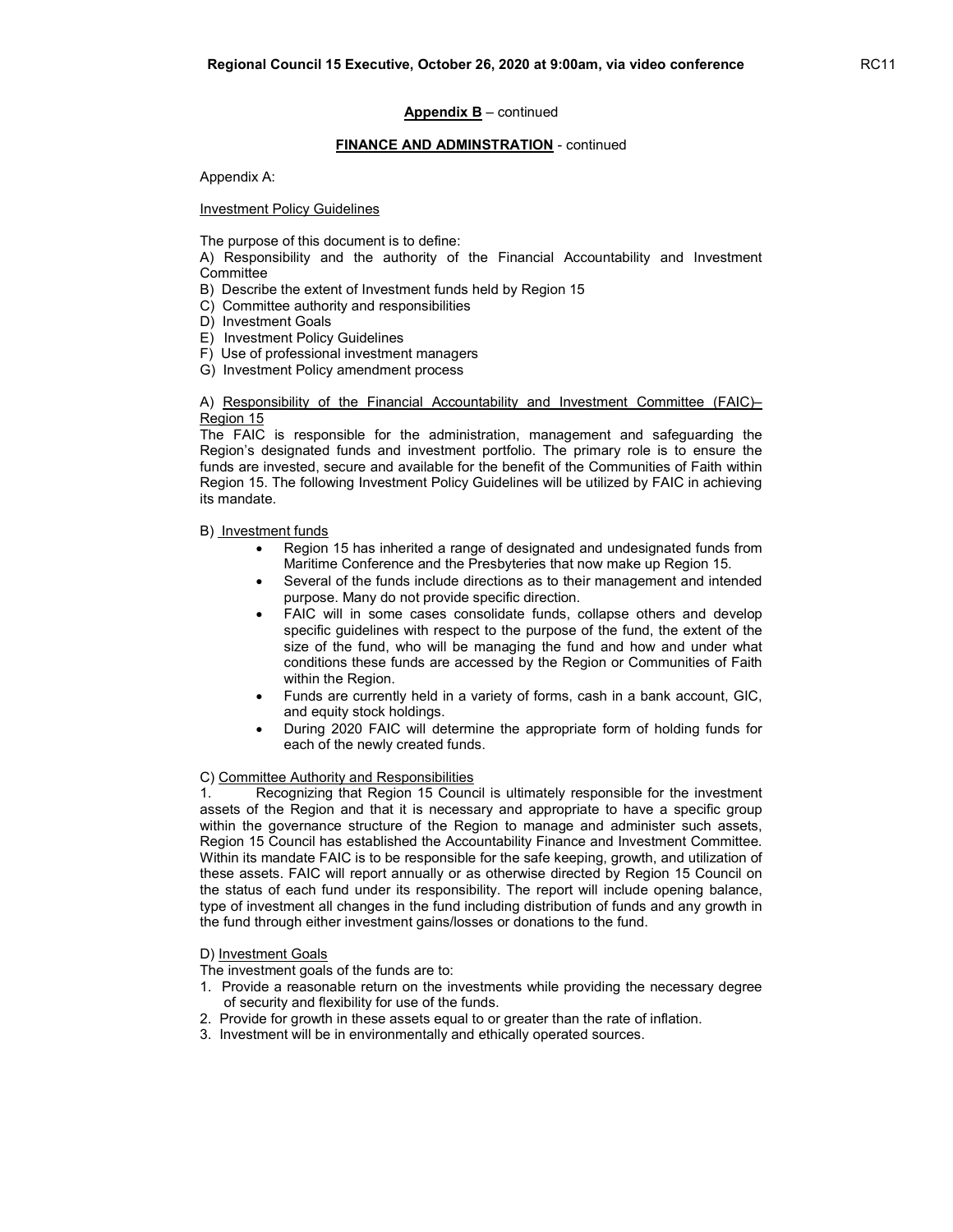**Appendix B** – continued

**FINANCE AND ADMINSTRATION** - continued

Appendix A:

Investment Policy Guidelines

The purpose of this document is to define:

A) Responsibility and the authority of the Financial Accountability and Investment Committee
B) Describe the extent of Investment funds held by Region 15
C) Committee authority and responsibilities
D) Investment Goals
E) Investment Policy Guidelines
F) Use of professional investment managers
G) Investment Policy amendment process

A) Responsibility of the Financial Accountability and Investment Committee (FAIC)– Region 15

The FAIC is responsible for the administration, management and safeguarding the Region's designated funds and investment portfolio. The primary role is to ensure the funds are invested, secure and available for the benefit of the Communities of Faith within Region 15. The following Investment Policy Guidelines will be utilized by FAIC in achieving its mandate.

B) Investment funds

- Region 15 has inherited a range of designated and undesignated funds from Maritime Conference and the Presbyteries that now make up Region 15.
- Several of the funds include directions as to their management and intended purpose. Many do not provide specific direction.
- FAIC will in some cases consolidate funds, collapse others and develop specific guidelines with respect to the purpose of the fund, the extent of the size of the fund, who will be managing the fund and how and under what conditions these funds are accessed by the Region or Communities of Faith within the Region.
- Funds are currently held in a variety of forms, cash in a bank account, GIC, and equity stock holdings.
- During 2020 FAIC will determine the appropriate form of holding funds for each of the newly created funds.

C) Committee Authority and Responsibilities

1. Recognizing that Region 15 Council is ultimately responsible for the investment assets of the Region and that it is necessary and appropriate to have a specific group within the governance structure of the Region to manage and administer such assets, Region 15 Council has established the Accountability Finance and Investment Committee. Within its mandate FAIC is to be responsible for the safe keeping, growth, and utilization of these assets. FAIC will report annually or as otherwise directed by Region 15 Council on the status of each fund under its responsibility. The report will include opening balance, type of investment all changes in the fund including distribution of funds and any growth in the fund through either investment gains/losses or donations to the fund.

D) Investment Goals

The investment goals of the funds are to:

1. Provide a reasonable return on the investments while providing the necessary degree of security and flexibility for use of the funds.
2. Provide for growth in these assets equal to or greater than the rate of inflation.
3. Investment will be in environmentally and ethically operated sources.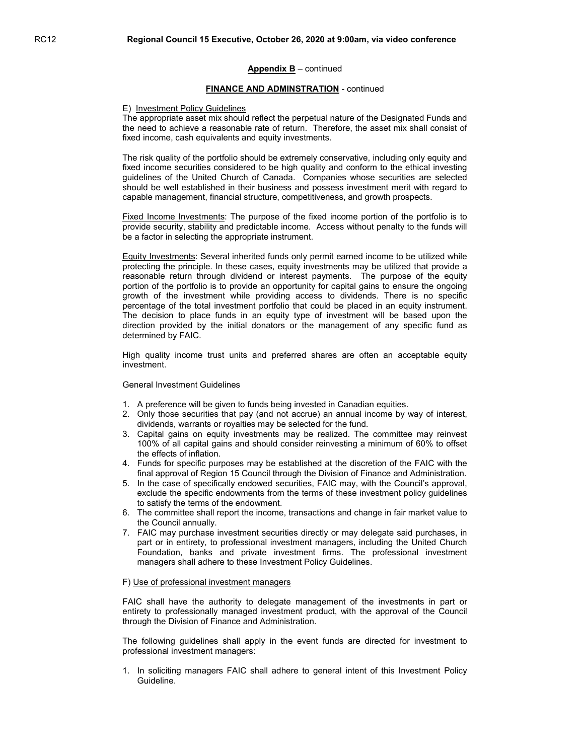**Appendix B** – continued

**FINANCE AND ADMINSTRATION** - continued

E) Investment Policy Guidelines

The appropriate asset mix should reflect the perpetual nature of the Designated Funds and the need to achieve a reasonable rate of return. Therefore, the asset mix shall consist of fixed income, cash equivalents and equity investments.

The risk quality of the portfolio should be extremely conservative, including only equity and fixed income securities considered to be high quality and conform to the ethical investing guidelines of the United Church of Canada. Companies whose securities are selected should be well established in their business and possess investment merit with regard to capable management, financial structure, competitiveness, and growth prospects.

Fixed Income Investments: The purpose of the fixed income portion of the portfolio is to provide security, stability and predictable income. Access without penalty to the funds will be a factor in selecting the appropriate instrument.

Equity Investments: Several inherited funds only permit earned income to be utilized while protecting the principle. In these cases, equity investments may be utilized that provide a reasonable return through dividend or interest payments. The purpose of the equity portion of the portfolio is to provide an opportunity for capital gains to ensure the ongoing growth of the investment while providing access to dividends. There is no specific percentage of the total investment portfolio that could be placed in an equity instrument. The decision to place funds in an equity type of investment will be based upon the direction provided by the initial donators or the management of any specific fund as determined by FAIC.

High quality income trust units and preferred shares are often an acceptable equity investment.

General Investment Guidelines

1. A preference will be given to funds being invested in Canadian equities.
2. Only those securities that pay (and not accrue) an annual income by way of interest, dividends, warrants or royalties may be selected for the fund.
3. Capital gains on equity investments may be realized. The committee may reinvest 100% of all capital gains and should consider reinvesting a minimum of 60% to offset the effects of inflation.
4. Funds for specific purposes may be established at the discretion of the FAIC with the final approval of Region 15 Council through the Division of Finance and Administration.
5. In the case of specifically endowed securities, FAIC may, with the Council's approval, exclude the specific endowments from the terms of these investment policy guidelines to satisfy the terms of the endowment.
6. The committee shall report the income, transactions and change in fair market value to the Council annually.
7. FAIC may purchase investment securities directly or may delegate said purchases, in part or in entirety, to professional investment managers, including the United Church Foundation, banks and private investment firms. The professional investment managers shall adhere to these Investment Policy Guidelines.

F) Use of professional investment managers

FAIC shall have the authority to delegate management of the investments in part or entirety to professionally managed investment product, with the approval of the Council through the Division of Finance and Administration.

The following guidelines shall apply in the event funds are directed for investment to professional investment managers:

1. In soliciting managers FAIC shall adhere to general intent of this Investment Policy Guideline.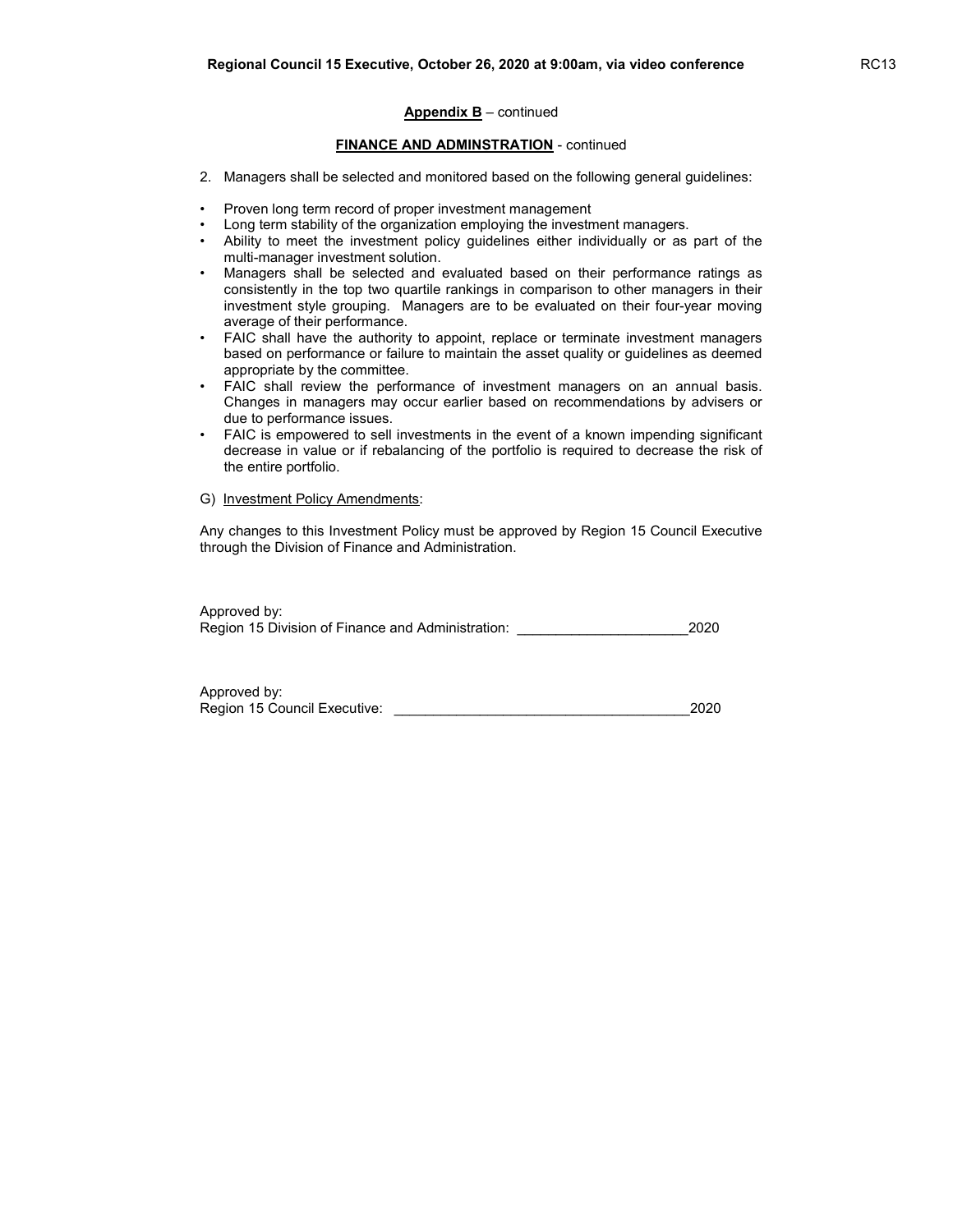**Appendix B** – continued

**FINANCE AND ADMINSTRATION** - continued

2. Managers shall be selected and monitored based on the following general guidelines:

- Proven long term record of proper investment management
- Long term stability of the organization employing the investment managers.
- Ability to meet the investment policy guidelines either individually or as part of the multi-manager investment solution.
- Managers shall be selected and evaluated based on their performance ratings as consistently in the top two quartile rankings in comparison to other managers in their investment style grouping. Managers are to be evaluated on their four-year moving average of their performance.
- FAIC shall have the authority to appoint, replace or terminate investment managers based on performance or failure to maintain the asset quality or guidelines as deemed appropriate by the committee.
- FAIC shall review the performance of investment managers on an annual basis. Changes in managers may occur earlier based on recommendations by advisers or due to performance issues.
- FAIC is empowered to sell investments in the event of a known impending significant decrease in value or if rebalancing of the portfolio is required to decrease the risk of the entire portfolio.

G) Investment Policy Amendments:

Any changes to this Investment Policy must be approved by Region 15 Council Executive through the Division of Finance and Administration.

Approved by:
Region 15 Division of Finance and Administration: ______________________2020

Approved by:
Region 15 Council Executive: ______________________________________2020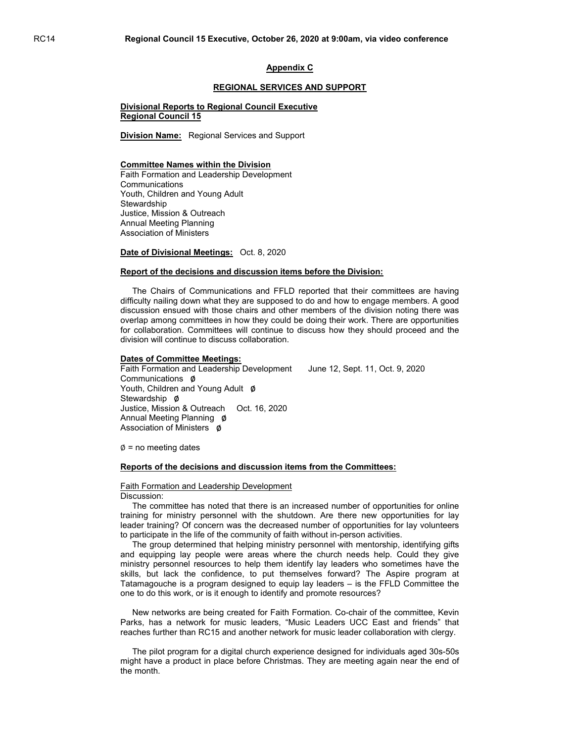## Appendix C

## REGIONAL SERVICES AND SUPPORT

**Divisional Reports to Regional Council Executive**
**Regional Council 15**

**Division Name:** Regional Services and Support

**Committee Names within the Division**
Faith Formation and Leadership Development
Communications
Youth, Children and Young Adult
Stewardship
Justice, Mission & Outreach
Annual Meeting Planning
Association of Ministers

**Date of Divisional Meetings:** Oct. 8, 2020

**Report of the decisions and discussion items before the Division:**

The Chairs of Communications and FFLD reported that their committees are having difficulty nailing down what they are supposed to do and how to engage members. A good discussion ensued with those chairs and other members of the division noting there was overlap among committees in how they could be doing their work. There are opportunities for collaboration. Committees will continue to discuss how they should proceed and the division will continue to discuss collaboration.

**Dates of Committee Meetings:**
Faith Formation and Leadership Development June 12, Sept. 11, Oct. 9, 2020
Communications ∅
Youth, Children and Young Adult ∅
Stewardship ∅
Justice, Mission & Outreach Oct. 16, 2020
Annual Meeting Planning ∅
Association of Ministers ∅

∅ = no meeting dates

**Reports of the decisions and discussion items from the Committees:**

Faith Formation and Leadership Development
Discussion:

The committee has noted that there is an increased number of opportunities for online training for ministry personnel with the shutdown. Are there new opportunities for lay leader training? Of concern was the decreased number of opportunities for lay volunteers to participate in the life of the community of faith without in-person activities.

The group determined that helping ministry personnel with mentorship, identifying gifts and equipping lay people were areas where the church needs help. Could they give ministry personnel resources to help them identify lay leaders who sometimes have the skills, but lack the confidence, to put themselves forward? The Aspire program at Tatamagouche is a program designed to equip lay leaders – is the FFLD Committee the one to do this work, or is it enough to identify and promote resources?

New networks are being created for Faith Formation. Co-chair of the committee, Kevin Parks, has a network for music leaders, "Music Leaders UCC East and friends" that reaches further than RC15 and another network for music leader collaboration with clergy.

The pilot program for a digital church experience designed for individuals aged 30s-50s might have a product in place before Christmas. They are meeting again near the end of the month.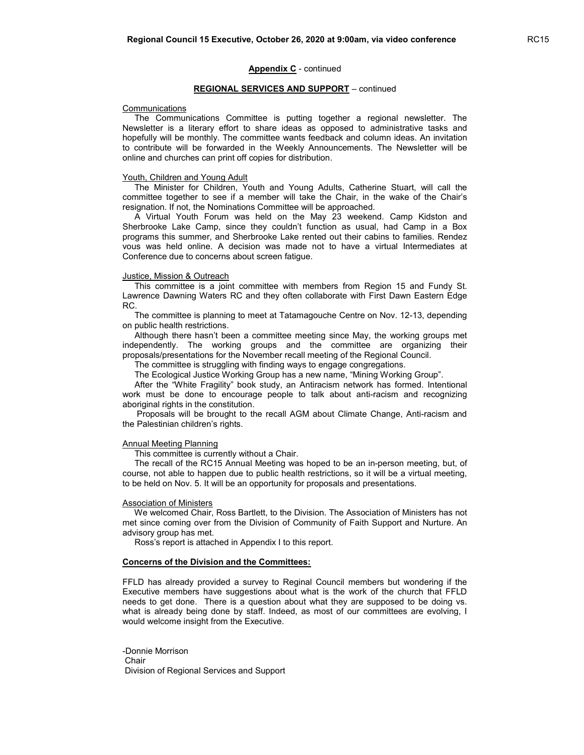**Appendix C** - continued

**REGIONAL SERVICES AND SUPPORT** – continued

Communications

The Communications Committee is putting together a regional newsletter. The Newsletter is a literary effort to share ideas as opposed to administrative tasks and hopefully will be monthly. The committee wants feedback and column ideas. An invitation to contribute will be forwarded in the Weekly Announcements. The Newsletter will be online and churches can print off copies for distribution.

Youth, Children and Young Adult

The Minister for Children, Youth and Young Adults, Catherine Stuart, will call the committee together to see if a member will take the Chair, in the wake of the Chair's resignation. If not, the Nominations Committee will be approached.

A Virtual Youth Forum was held on the May 23 weekend. Camp Kidston and Sherbrooke Lake Camp, since they couldn't function as usual, had Camp in a Box programs this summer, and Sherbrooke Lake rented out their cabins to families. Rendez vous was held online. A decision was made not to have a virtual Intermediates at Conference due to concerns about screen fatigue.

Justice, Mission & Outreach

This committee is a joint committee with members from Region 15 and Fundy St. Lawrence Dawning Waters RC and they often collaborate with First Dawn Eastern Edge RC.

The committee is planning to meet at Tatamagouche Centre on Nov. 12-13, depending on public health restrictions.

Although there hasn't been a committee meeting since May, the working groups met independently. The working groups and the committee are organizing their proposals/presentations for the November recall meeting of the Regional Council.

The committee is struggling with finding ways to engage congregations.

The Ecological Justice Working Group has a new name, "Mining Working Group".

After the "White Fragility" book study, an Antiracism network has formed. Intentional work must be done to encourage people to talk about anti-racism and recognizing aboriginal rights in the constitution.

Proposals will be brought to the recall AGM about Climate Change, Anti-racism and the Palestinian children's rights.

Annual Meeting Planning

This committee is currently without a Chair.

The recall of the RC15 Annual Meeting was hoped to be an in-person meeting, but, of course, not able to happen due to public health restrictions, so it will be a virtual meeting, to be held on Nov. 5. It will be an opportunity for proposals and presentations.

Association of Ministers

We welcomed Chair, Ross Bartlett, to the Division. The Association of Ministers has not met since coming over from the Division of Community of Faith Support and Nurture. An advisory group has met.

Ross's report is attached in Appendix I to this report.

**Concerns of the Division and the Committees:**

FFLD has already provided a survey to Reginal Council members but wondering if the Executive members have suggestions about what is the work of the church that FFLD needs to get done. There is a question about what they are supposed to be doing vs. what is already being done by staff. Indeed, as most of our committees are evolving, I would welcome insight from the Executive.

-Donnie Morrison
Chair
Division of Regional Services and Support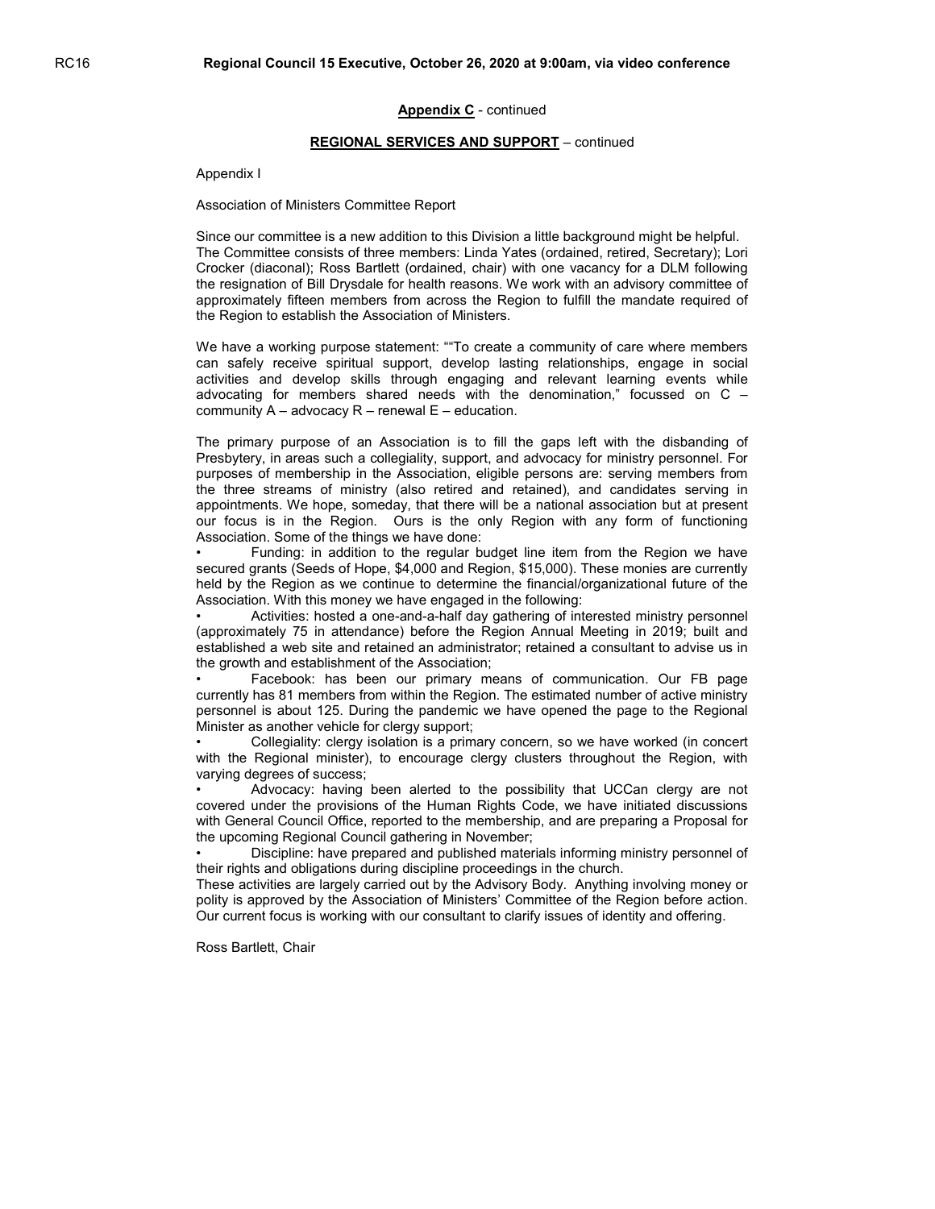**Appendix C** - continued

**REGIONAL SERVICES AND SUPPORT** – continued

Appendix I

Association of Ministers Committee Report

Since our committee is a new addition to this Division a little background might be helpful. The Committee consists of three members: Linda Yates (ordained, retired, Secretary); Lori Crocker (diaconal); Ross Bartlett (ordained, chair) with one vacancy for a DLM following the resignation of Bill Drysdale for health reasons. We work with an advisory committee of approximately fifteen members from across the Region to fulfill the mandate required of the Region to establish the Association of Ministers.

We have a working purpose statement: ""To create a community of care where members can safely receive spiritual support, develop lasting relationships, engage in social activities and develop skills through engaging and relevant learning events while advocating for members shared needs with the denomination," focussed on C – community A – advocacy R – renewal E – education.

The primary purpose of an Association is to fill the gaps left with the disbanding of Presbytery, in areas such a collegiality, support, and advocacy for ministry personnel. For purposes of membership in the Association, eligible persons are: serving members from the three streams of ministry (also retired and retained), and candidates serving in appointments. We hope, someday, that there will be a national association but at present our focus is in the Region. Ours is the only Region with any form of functioning Association. Some of the things we have done:

- Funding: in addition to the regular budget line item from the Region we have secured grants (Seeds of Hope, $4,000 and Region, $15,000). These monies are currently held by the Region as we continue to determine the financial/organizational future of the Association. With this money we have engaged in the following:
- Activities: hosted a one-and-a-half day gathering of interested ministry personnel (approximately 75 in attendance) before the Region Annual Meeting in 2019; built and established a web site and retained an administrator; retained a consultant to advise us in the growth and establishment of the Association;
- Facebook: has been our primary means of communication. Our FB page currently has 81 members from within the Region. The estimated number of active ministry personnel is about 125. During the pandemic we have opened the page to the Regional Minister as another vehicle for clergy support;
- Collegiality: clergy isolation is a primary concern, so we have worked (in concert with the Regional minister), to encourage clergy clusters throughout the Region, with varying degrees of success;
- Advocacy: having been alerted to the possibility that UCCan clergy are not covered under the provisions of the Human Rights Code, we have initiated discussions with General Council Office, reported to the membership, and are preparing a Proposal for the upcoming Regional Council gathering in November;
- Discipline: have prepared and published materials informing ministry personnel of their rights and obligations during discipline proceedings in the church.

These activities are largely carried out by the Advisory Body. Anything involving money or polity is approved by the Association of Ministers' Committee of the Region before action. Our current focus is working with our consultant to clarify issues of identity and offering.

Ross Bartlett, Chair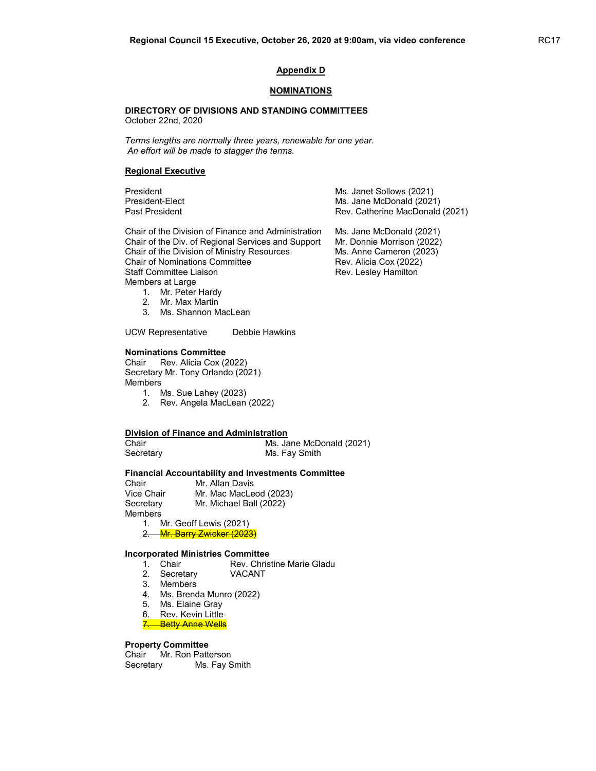## Appendix D

## NOMINATIONS

**DIRECTORY OF DIVISIONS AND STANDING COMMITTEES**
October 22nd, 2020

*Terms lengths are normally three years, renewable for one year.*
*An effort will be made to stagger the terms.*

### Regional Executive

| | |
|---|---|
| President | Ms. Janet Sollows (2021) |
| President-Elect | Ms. Jane McDonald (2021) |
| Past President | Rev. Catherine MacDonald (2021) |
| Chair of the Division of Finance and Administration | Ms. Jane McDonald (2021) |
| Chair of the Div. of Regional Services and Support | Mr. Donnie Morrison (2022) |
| Chair of the Division of Ministry Resources | Ms. Anne Cameron (2023) |
| Chair of Nominations Committee | Rev. Alicia Cox (2022) |
| Staff Committee Liaison | Rev. Lesley Hamilton |

Members at Large
1. Mr. Peter Hardy
2. Mr. Max Martin
3. Ms. Shannon MacLean

UCW Representative Debbie Hawkins

**Nominations Committee**
Chair Rev. Alicia Cox (2022)
Secretary Mr. Tony Orlando (2021)
Members
1. Ms. Sue Lahey (2023)
2. Rev. Angela MacLean (2022)

### Division of Finance and Administration

Chair Ms. Jane McDonald (2021)
Secretary Ms. Fay Smith

**Financial Accountability and Investments Committee**
Chair Mr. Allan Davis
Vice Chair Mr. Mac MacLeod (2023)
Secretary Mr. Michael Ball (2022)
Members
1. Mr. Geoff Lewis (2021)
2. ~~Mr. Barry Zwicker (2023)~~

**Incorporated Ministries Committee**
1. Chair Rev. Christine Marie Gladu
2. Secretary VACANT
3. Members
4. Ms. Brenda Munro (2022)
5. Ms. Elaine Gray
6. Rev. Kevin Little
7. ~~Betty Anne Wells~~

**Property Committee**
Chair Mr. Ron Patterson
Secretary Ms. Fay Smith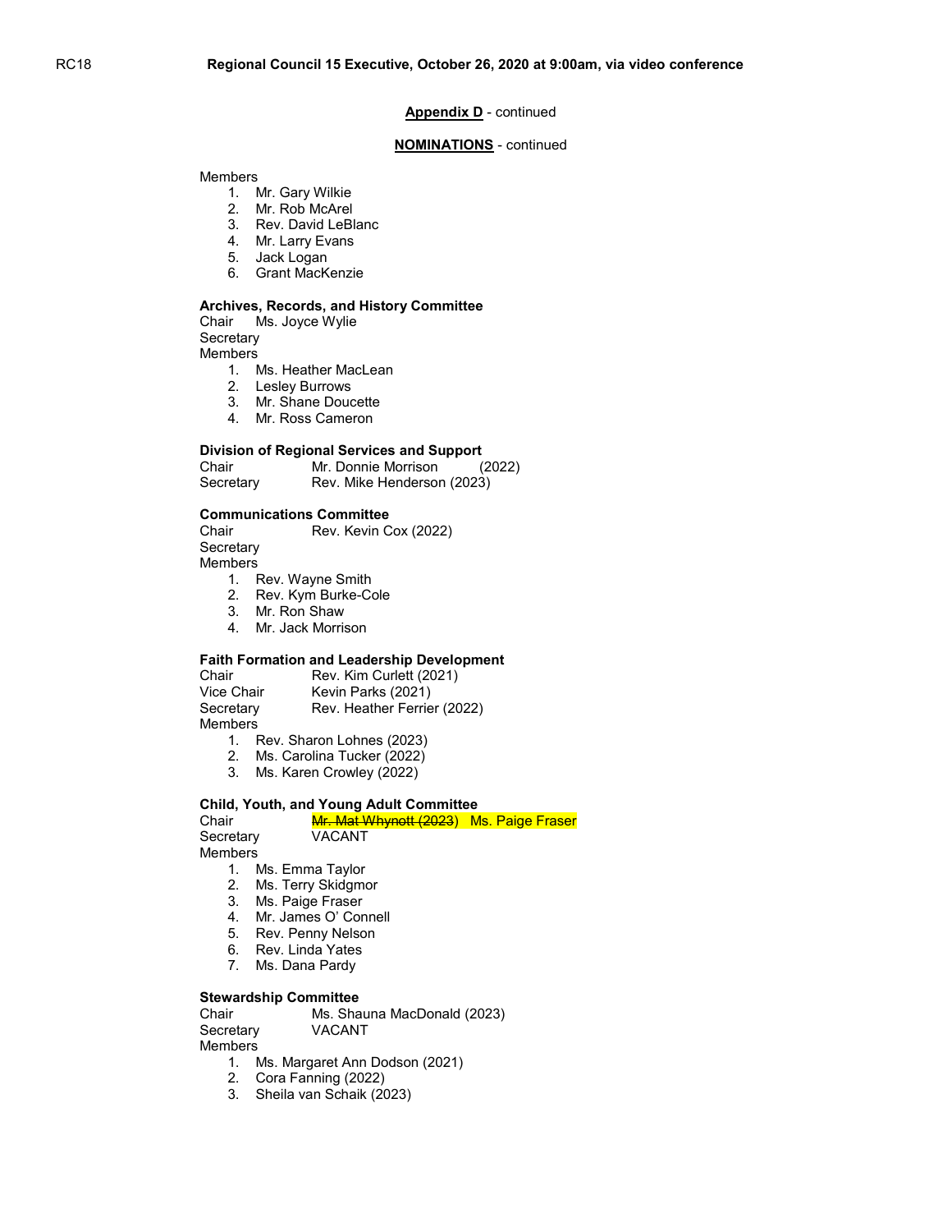**Appendix D** - continued

**NOMINATIONS** - continued

Members

1. Mr. Gary Wilkie
2. Mr. Rob McArel
3. Rev. David LeBlanc
4. Mr. Larry Evans
5. Jack Logan
6. Grant MacKenzie

**Archives, Records, and History Committee**

Chair Ms. Joyce Wylie
Secretary
Members

1. Ms. Heather MacLean
2. Lesley Burrows
3. Mr. Shane Doucette
4. Mr. Ross Cameron

**Division of Regional Services and Support**

Chair Mr. Donnie Morrison (2022)
Secretary Rev. Mike Henderson (2023)

**Communications Committee**

Chair Rev. Kevin Cox (2022)
Secretary
Members

1. Rev. Wayne Smith
2. Rev. Kym Burke-Cole
3. Mr. Ron Shaw
4. Mr. Jack Morrison

**Faith Formation and Leadership Development**

Chair Rev. Kim Curlett (2021)
Vice Chair Kevin Parks (2021)
Secretary Rev. Heather Ferrier (2022)
Members

1. Rev. Sharon Lohnes (2023)
2. Ms. Carolina Tucker (2022)
3. Ms. Karen Crowley (2022)

**Child, Youth, and Young Adult Committee**

Chair ~~Mr. Mat Whynott (2023)~~ Ms. Paige Fraser
Secretary VACANT
Members

1. Ms. Emma Taylor
2. Ms. Terry Skidgmor
3. Ms. Paige Fraser
4. Mr. James O' Connell
5. Rev. Penny Nelson
6. Rev. Linda Yates
7. Ms. Dana Pardy

**Stewardship Committee**

Chair Ms. Shauna MacDonald (2023)
Secretary VACANT
Members

1. Ms. Margaret Ann Dodson (2021)
2. Cora Fanning (2022)
3. Sheila van Schaik (2023)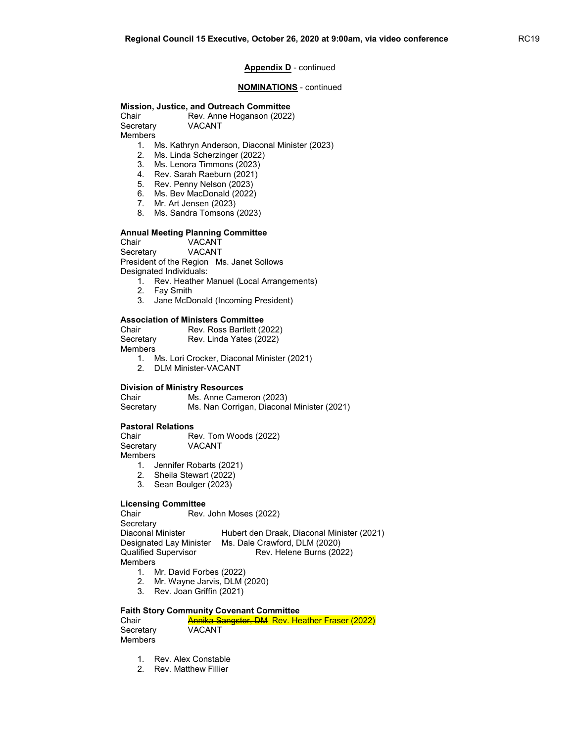**Appendix D** - continued

**NOMINATIONS** - continued

**Mission, Justice, and Outreach Committee**
Chair Rev. Anne Hoganson (2022)
Secretary VACANT
Members

1. Ms. Kathryn Anderson, Diaconal Minister (2023)
2. Ms. Linda Scherzinger (2022)
3. Ms. Lenora Timmons (2023)
4. Rev. Sarah Raeburn (2021)
5. Rev. Penny Nelson (2023)
6. Ms. Bev MacDonald (2022)
7. Mr. Art Jensen (2023)
8. Ms. Sandra Tomsons (2023)

**Annual Meeting Planning Committee**
Chair VACANT
Secretary VACANT
President of the Region Ms. Janet Sollows
Designated Individuals:

1. Rev. Heather Manuel (Local Arrangements)
2. Fay Smith
3. Jane McDonald (Incoming President)

**Association of Ministers Committee**
Chair Rev. Ross Bartlett (2022)
Secretary Rev. Linda Yates (2022)
Members

1. Ms. Lori Crocker, Diaconal Minister (2021)
2. DLM Minister-VACANT

**Division of Ministry Resources**
Chair Ms. Anne Cameron (2023)
Secretary Ms. Nan Corrigan, Diaconal Minister (2021)

**Pastoral Relations**
Chair Rev. Tom Woods (2022)
Secretary VACANT
Members

1. Jennifer Robarts (2021)
2. Sheila Stewart (2022)
3. Sean Boulger (2023)

**Licensing Committee**
Chair Rev. John Moses (2022)
Secretary
Diaconal Minister Hubert den Draak, Diaconal Minister (2021)
Designated Lay Minister Ms. Dale Crawford, DLM (2020)
Qualified Supervisor Rev. Helene Burns (2022)
Members

1. Mr. David Forbes (2022)
2. Mr. Wayne Jarvis, DLM (2020)
3. Rev. Joan Griffin (2021)

**Faith Story Community Covenant Committee**
Chair ~~Annika Sangster, DM~~ Rev. Heather Fraser (2022)
Secretary VACANT
Members

1. Rev. Alex Constable
2. Rev. Matthew Fillier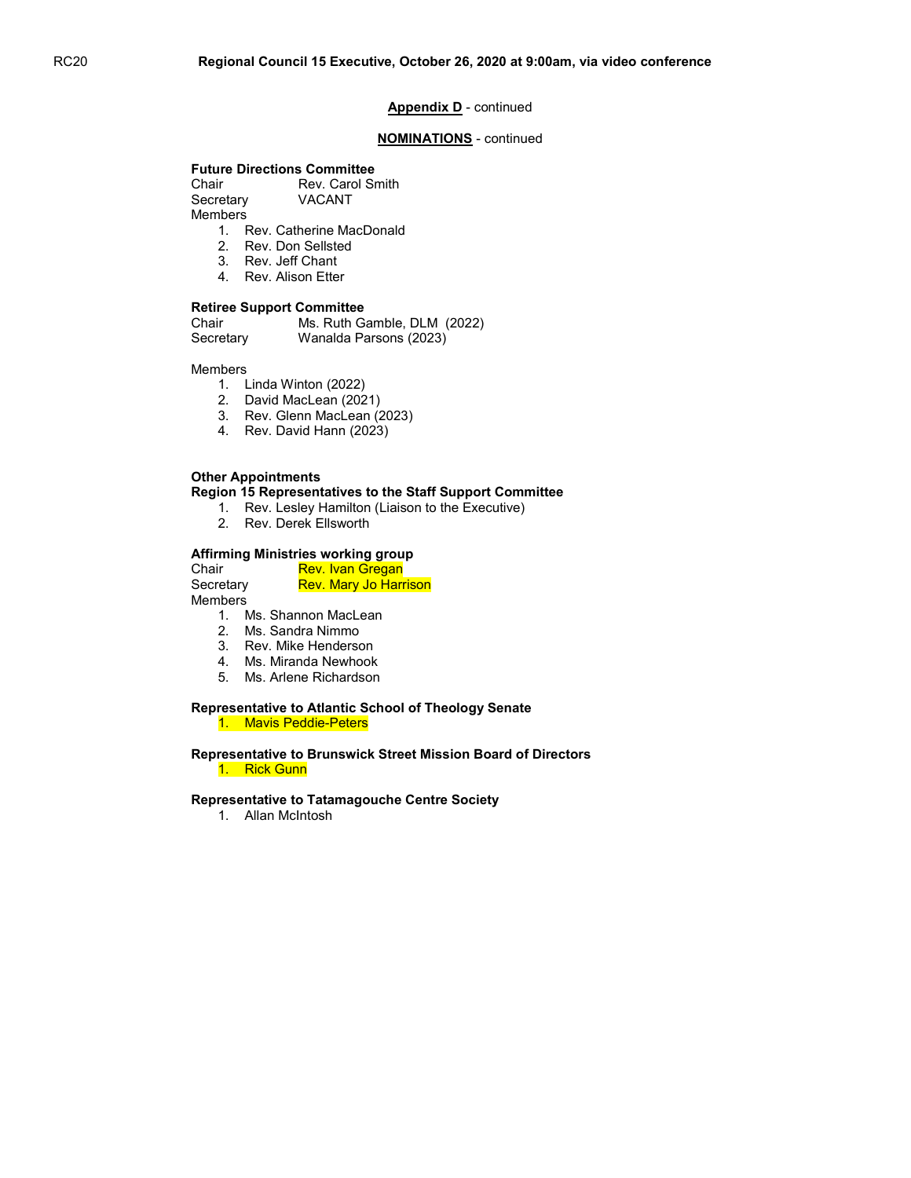**Appendix D** - continued

**NOMINATIONS** - continued

**Future Directions Committee**

Chair Rev. Carol Smith
Secretary VACANT
Members

1. Rev. Catherine MacDonald
2. Rev. Don Sellsted
3. Rev. Jeff Chant
4. Rev. Alison Etter

**Retiree Support Committee**

Chair Ms. Ruth Gamble, DLM (2022)
Secretary Wanalda Parsons (2023)

Members

1. Linda Winton (2022)
2. David MacLean (2021)
3. Rev. Glenn MacLean (2023)
4. Rev. David Hann (2023)

**Other Appointments**

**Region 15 Representatives to the Staff Support Committee**

1. Rev. Lesley Hamilton (Liaison to the Executive)
2. Rev. Derek Ellsworth

**Affirming Ministries working group**

Chair Rev. Ivan Gregan
Secretary Rev. Mary Jo Harrison
Members

1. Ms. Shannon MacLean
2. Ms. Sandra Nimmo
3. Rev. Mike Henderson
4. Ms. Miranda Newhook
5. Ms. Arlene Richardson

**Representative to Atlantic School of Theology Senate**

1. Mavis Peddie-Peters

**Representative to Brunswick Street Mission Board of Directors**

1. Rick Gunn

**Representative to Tatamagouche Centre Society**

1. Allan McIntosh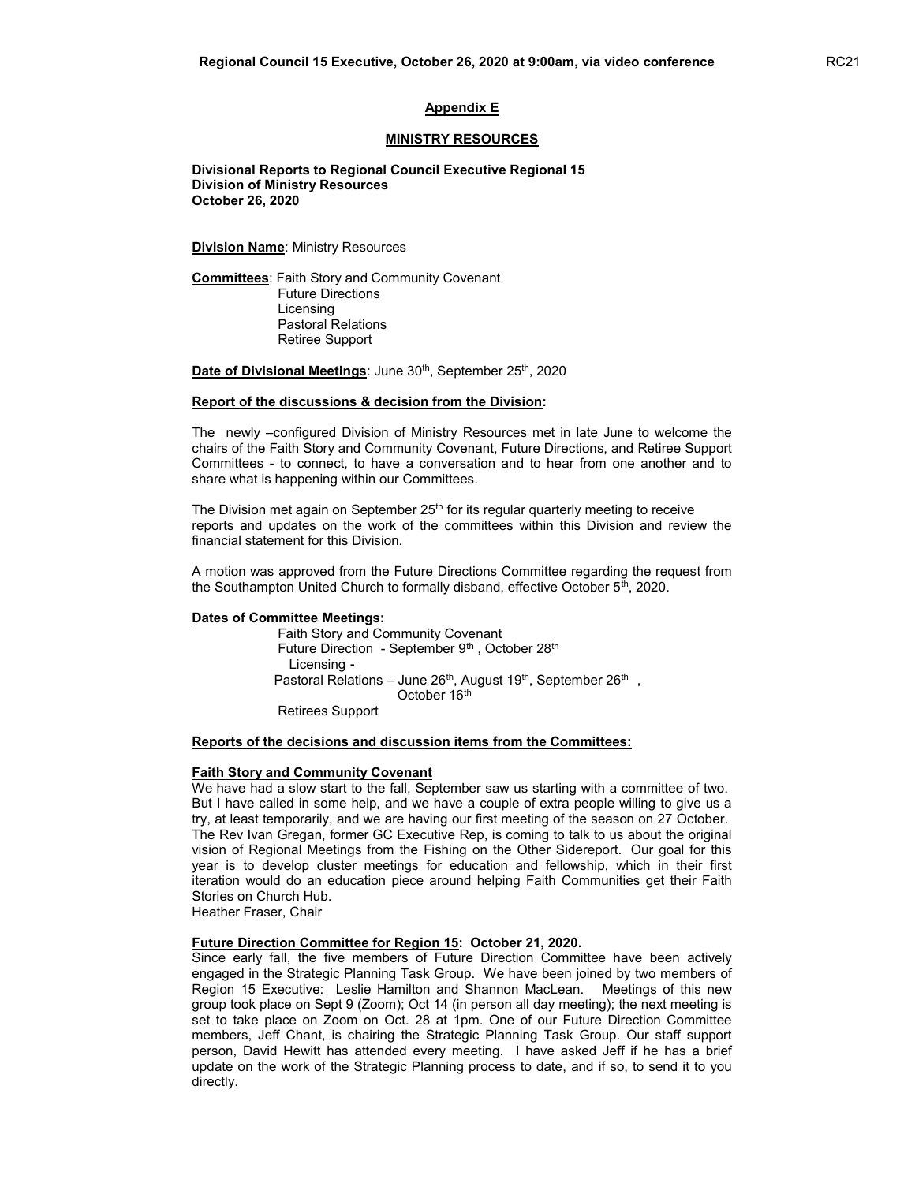## Appendix E

## MINISTRY RESOURCES

**Divisional Reports to Regional Council Executive Regional 15**
**Division of Ministry Resources**
**October 26, 2020**

**Division Name**: Ministry Resources

**Committees**: Faith Story and Community Covenant
Future Directions
Licensing
Pastoral Relations
Retiree Support

**Date of Divisional Meetings**: June 30th, September 25th, 2020

**Report of the discussions & decision from the Division:**

The newly –configured Division of Ministry Resources met in late June to welcome the chairs of the Faith Story and Community Covenant, Future Directions, and Retiree Support Committees - to connect, to have a conversation and to hear from one another and to share what is happening within our Committees.

The Division met again on September 25th for its regular quarterly meeting to receive reports and updates on the work of the committees within this Division and review the financial statement for this Division.

A motion was approved from the Future Directions Committee regarding the request from the Southampton United Church to formally disband, effective October 5th, 2020.

**Dates of Committee Meetings:**

Faith Story and Community Covenant
Future Direction - September 9th , October 28th
Licensing -
Pastoral Relations – June 26th, August 19th, September 26th , October 16th
Retirees Support

**Reports of the decisions and discussion items from the Committees:**

**Faith Story and Community Covenant**

We have had a slow start to the fall, September saw us starting with a committee of two. But I have called in some help, and we have a couple of extra people willing to give us a try, at least temporarily, and we are having our first meeting of the season on 27 October. The Rev Ivan Gregan, former GC Executive Rep, is coming to talk to us about the original vision of Regional Meetings from the Fishing on the Other Sidereport. Our goal for this year is to develop cluster meetings for education and fellowship, which in their first iteration would do an education piece around helping Faith Communities get their Faith Stories on Church Hub.

Heather Fraser, Chair

**Future Direction Committee for Region 15: October 21, 2020.**

Since early fall, the five members of Future Direction Committee have been actively engaged in the Strategic Planning Task Group. We have been joined by two members of Region 15 Executive: Leslie Hamilton and Shannon MacLean. Meetings of this new group took place on Sept 9 (Zoom); Oct 14 (in person all day meeting); the next meeting is set to take place on Zoom on Oct. 28 at 1pm. One of our Future Direction Committee members, Jeff Chant, is chairing the Strategic Planning Task Group. Our staff support person, David Hewitt has attended every meeting. I have asked Jeff if he has a brief update on the work of the Strategic Planning process to date, and if so, to send it to you directly.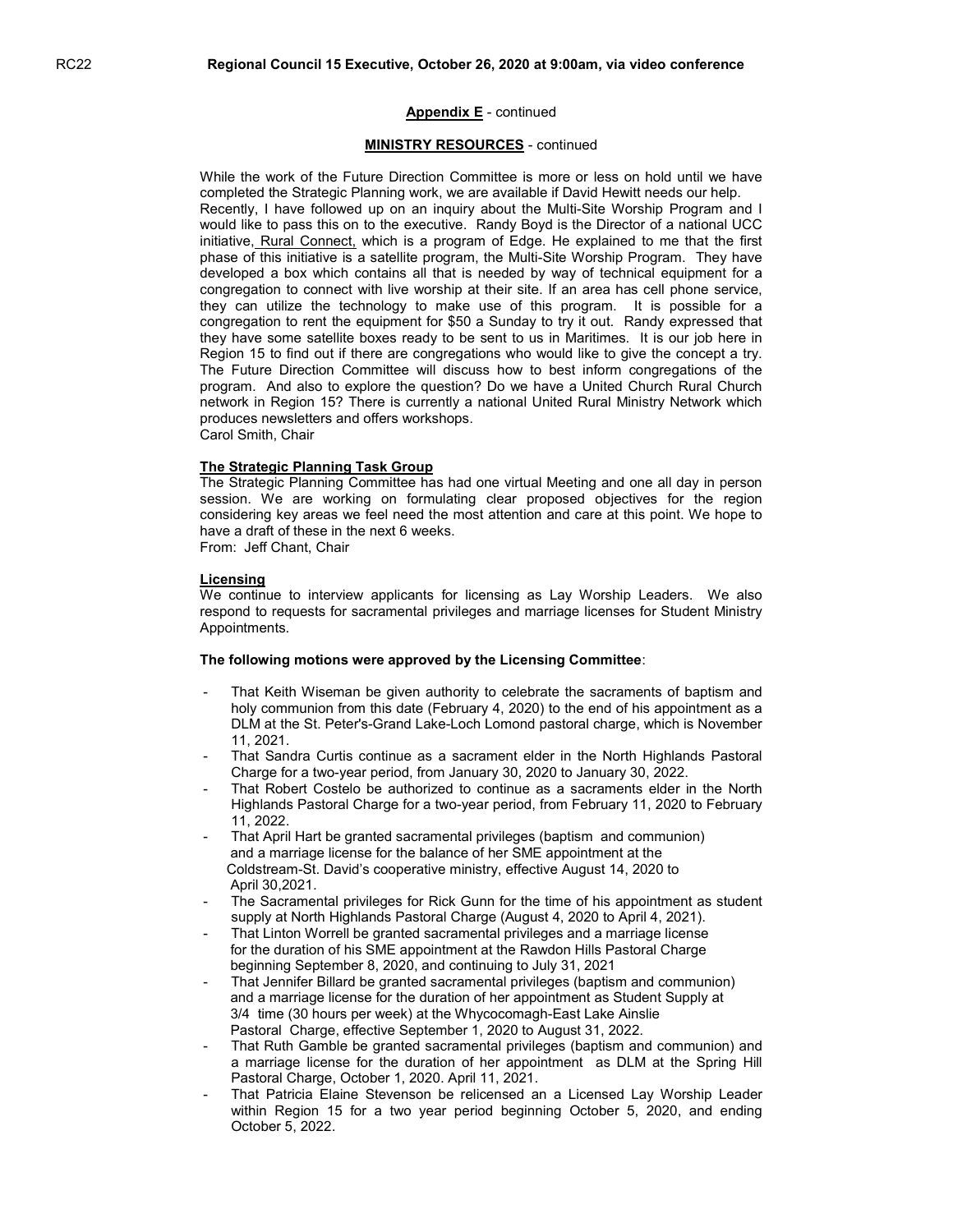**Appendix E** - continued

**MINISTRY RESOURCES** - continued

While the work of the Future Direction Committee is more or less on hold until we have completed the Strategic Planning work, we are available if David Hewitt needs our help. Recently, I have followed up on an inquiry about the Multi-Site Worship Program and I would like to pass this on to the executive. Randy Boyd is the Director of a national UCC initiative, Rural Connect, which is a program of Edge. He explained to me that the first phase of this initiative is a satellite program, the Multi-Site Worship Program. They have developed a box which contains all that is needed by way of technical equipment for a congregation to connect with live worship at their site. If an area has cell phone service, they can utilize the technology to make use of this program. It is possible for a congregation to rent the equipment for $50 a Sunday to try it out. Randy expressed that they have some satellite boxes ready to be sent to us in Maritimes. It is our job here in Region 15 to find out if there are congregations who would like to give the concept a try. The Future Direction Committee will discuss how to best inform congregations of the program. And also to explore the question? Do we have a United Church Rural Church network in Region 15? There is currently a national United Rural Ministry Network which produces newsletters and offers workshops.
Carol Smith, Chair

**The Strategic Planning Task Group**

The Strategic Planning Committee has had one virtual Meeting and one all day in person session. We are working on formulating clear proposed objectives for the region considering key areas we feel need the most attention and care at this point. We hope to have a draft of these in the next 6 weeks.
From: Jeff Chant, Chair

**Licensing**

We continue to interview applicants for licensing as Lay Worship Leaders. We also respond to requests for sacramental privileges and marriage licenses for Student Ministry Appointments.

**The following motions were approved by the Licensing Committee**:

- That Keith Wiseman be given authority to celebrate the sacraments of baptism and holy communion from this date (February 4, 2020) to the end of his appointment as a DLM at the St. Peter's-Grand Lake-Loch Lomond pastoral charge, which is November 11, 2021.
- That Sandra Curtis continue as a sacrament elder in the North Highlands Pastoral Charge for a two-year period, from January 30, 2020 to January 30, 2022.
- That Robert Costelo be authorized to continue as a sacraments elder in the North Highlands Pastoral Charge for a two-year period, from February 11, 2020 to February 11, 2022.
- That April Hart be granted sacramental privileges (baptism and communion) and a marriage license for the balance of her SME appointment at the Coldstream-St. David's cooperative ministry, effective August 14, 2020 to April 30,2021.
- The Sacramental privileges for Rick Gunn for the time of his appointment as student supply at North Highlands Pastoral Charge (August 4, 2020 to April 4, 2021).
- That Linton Worrell be granted sacramental privileges and a marriage license for the duration of his SME appointment at the Rawdon Hills Pastoral Charge beginning September 8, 2020, and continuing to July 31, 2021
- That Jennifer Billard be granted sacramental privileges (baptism and communion) and a marriage license for the duration of her appointment as Student Supply at 3/4 time (30 hours per week) at the Whycocomagh-East Lake Ainslie Pastoral Charge, effective September 1, 2020 to August 31, 2022.
- That Ruth Gamble be granted sacramental privileges (baptism and communion) and a marriage license for the duration of her appointment as DLM at the Spring Hill Pastoral Charge, October 1, 2020. April 11, 2021.
- That Patricia Elaine Stevenson be relicensed an a Licensed Lay Worship Leader within Region 15 for a two year period beginning October 5, 2020, and ending October 5, 2022.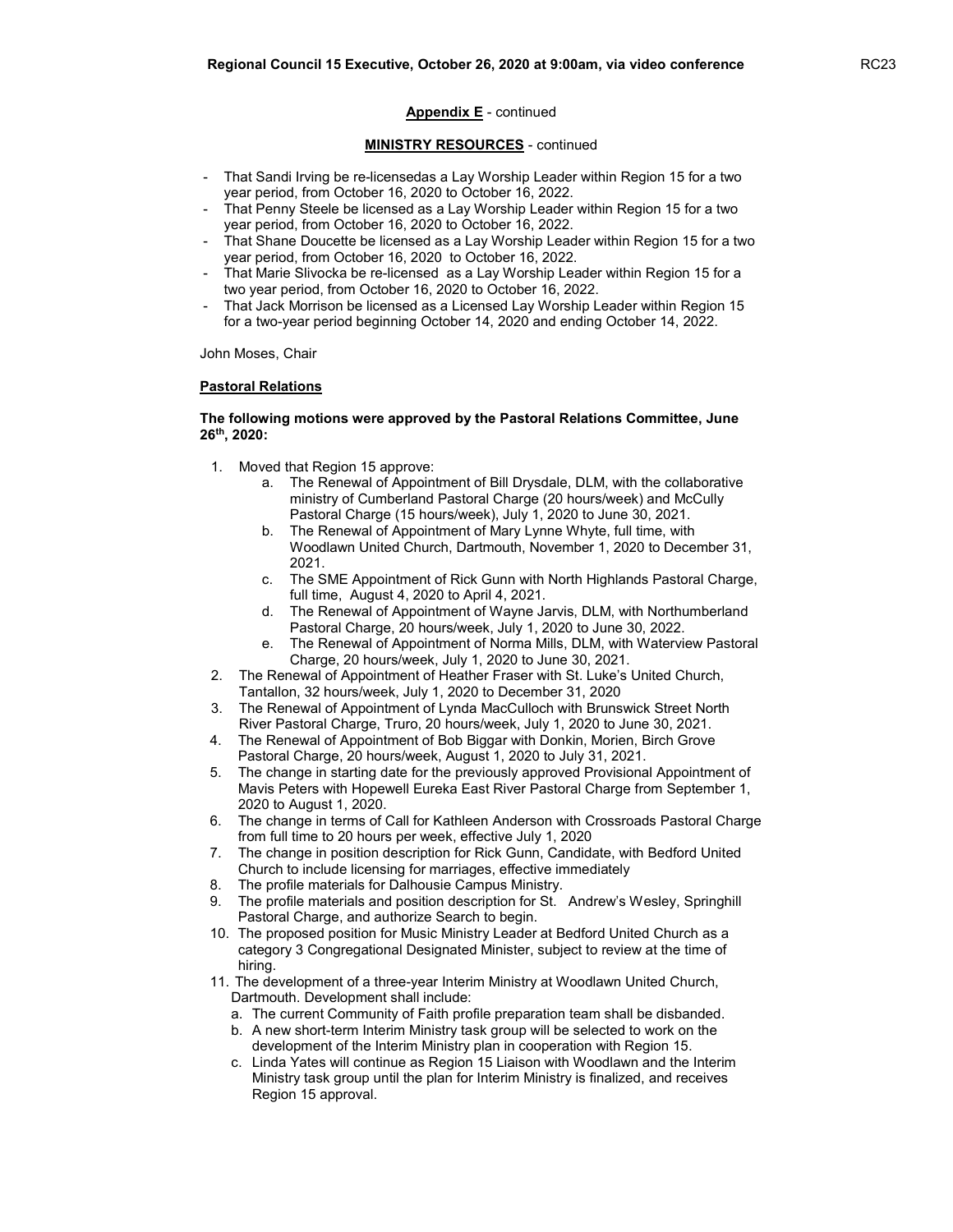**Appendix E** - continued

**MINISTRY RESOURCES** - continued

- That Sandi Irving be re-licensedas a Lay Worship Leader within Region 15 for a two year period, from October 16, 2020 to October 16, 2022.
- That Penny Steele be licensed as a Lay Worship Leader within Region 15 for a two year period, from October 16, 2020 to October 16, 2022.
- That Shane Doucette be licensed as a Lay Worship Leader within Region 15 for a two year period, from October 16, 2020 to October 16, 2022.
- That Marie Slivocka be re-licensed as a Lay Worship Leader within Region 15 for a two year period, from October 16, 2020 to October 16, 2022.
- That Jack Morrison be licensed as a Licensed Lay Worship Leader within Region 15 for a two-year period beginning October 14, 2020 and ending October 14, 2022.

John Moses, Chair

**Pastoral Relations**

**The following motions were approved by the Pastoral Relations Committee, June 26th, 2020:**

1. Moved that Region 15 approve:
   a. The Renewal of Appointment of Bill Drysdale, DLM, with the collaborative ministry of Cumberland Pastoral Charge (20 hours/week) and McCully Pastoral Charge (15 hours/week), July 1, 2020 to June 30, 2021.
   b. The Renewal of Appointment of Mary Lynne Whyte, full time, with Woodlawn United Church, Dartmouth, November 1, 2020 to December 31, 2021.
   c. The SME Appointment of Rick Gunn with North Highlands Pastoral Charge, full time, August 4, 2020 to April 4, 2021.
   d. The Renewal of Appointment of Wayne Jarvis, DLM, with Northumberland Pastoral Charge, 20 hours/week, July 1, 2020 to June 30, 2022.
   e. The Renewal of Appointment of Norma Mills, DLM, with Waterview Pastoral Charge, 20 hours/week, July 1, 2020 to June 30, 2021.
2. The Renewal of Appointment of Heather Fraser with St. Luke's United Church, Tantallon, 32 hours/week, July 1, 2020 to December 31, 2020
3. The Renewal of Appointment of Lynda MacCulloch with Brunswick Street North River Pastoral Charge, Truro, 20 hours/week, July 1, 2020 to June 30, 2021.
4. The Renewal of Appointment of Bob Biggar with Donkin, Morien, Birch Grove Pastoral Charge, 20 hours/week, August 1, 2020 to July 31, 2021.
5. The change in starting date for the previously approved Provisional Appointment of Mavis Peters with Hopewell Eureka East River Pastoral Charge from September 1, 2020 to August 1, 2020.
6. The change in terms of Call for Kathleen Anderson with Crossroads Pastoral Charge from full time to 20 hours per week, effective July 1, 2020
7. The change in position description for Rick Gunn, Candidate, with Bedford United Church to include licensing for marriages, effective immediately
8. The profile materials for Dalhousie Campus Ministry.
9. The profile materials and position description for St. Andrew's Wesley, Springhill Pastoral Charge, and authorize Search to begin.
10. The proposed position for Music Ministry Leader at Bedford United Church as a category 3 Congregational Designated Minister, subject to review at the time of hiring.
11. The development of a three-year Interim Ministry at Woodlawn United Church, Dartmouth. Development shall include:
    a. The current Community of Faith profile preparation team shall be disbanded.
    b. A new short-term Interim Ministry task group will be selected to work on the development of the Interim Ministry plan in cooperation with Region 15.
    c. Linda Yates will continue as Region 15 Liaison with Woodlawn and the Interim Ministry task group until the plan for Interim Ministry is finalized, and receives Region 15 approval.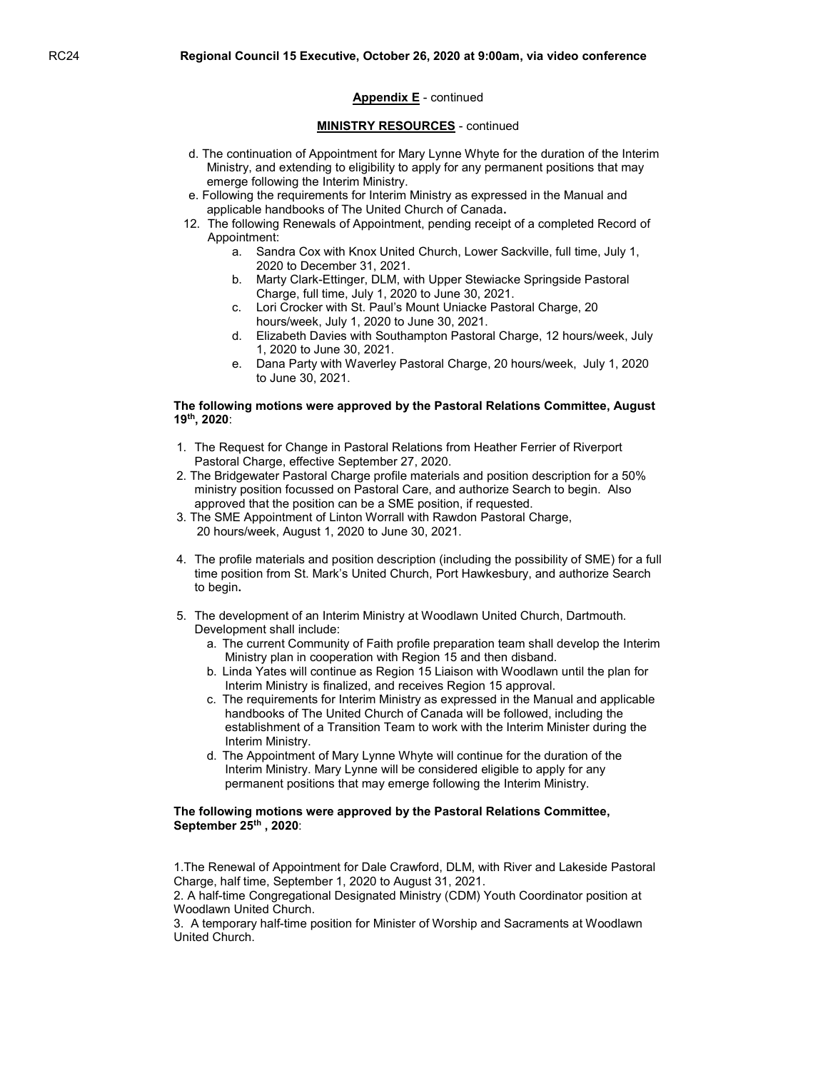**Appendix E** - continued

**MINISTRY RESOURCES** - continued

   d. The continuation of Appointment for Mary Lynne Whyte for the duration of the Interim Ministry, and extending to eligibility to apply for any permanent positions that may emerge following the Interim Ministry.
   e. Following the requirements for Interim Ministry as expressed in the Manual and applicable handbooks of The United Church of Canada.

12. The following Renewals of Appointment, pending receipt of a completed Record of Appointment:
    a. Sandra Cox with Knox United Church, Lower Sackville, full time, July 1, 2020 to December 31, 2021.
    b. Marty Clark-Ettinger, DLM, with Upper Stewiacke Springside Pastoral Charge, full time, July 1, 2020 to June 30, 2021.
    c. Lori Crocker with St. Paul's Mount Uniacke Pastoral Charge, 20 hours/week, July 1, 2020 to June 30, 2021.
    d. Elizabeth Davies with Southampton Pastoral Charge, 12 hours/week, July 1, 2020 to June 30, 2021.
    e. Dana Party with Waverley Pastoral Charge, 20 hours/week, July 1, 2020 to June 30, 2021.

**The following motions were approved by the Pastoral Relations Committee, August 19th, 2020**:

1. The Request for Change in Pastoral Relations from Heather Ferrier of Riverport Pastoral Charge, effective September 27, 2020.
2. The Bridgewater Pastoral Charge profile materials and position description for a 50% ministry position focussed on Pastoral Care, and authorize Search to begin. Also approved that the position can be a SME position, if requested.
3. The SME Appointment of Linton Worrall with Rawdon Pastoral Charge, 20 hours/week, August 1, 2020 to June 30, 2021.
4. The profile materials and position description (including the possibility of SME) for a full time position from St. Mark's United Church, Port Hawkesbury, and authorize Search to begin.
5. The development of an Interim Ministry at Woodlawn United Church, Dartmouth. Development shall include:
   a. The current Community of Faith profile preparation team shall develop the Interim Ministry plan in cooperation with Region 15 and then disband.
   b. Linda Yates will continue as Region 15 Liaison with Woodlawn until the plan for Interim Ministry is finalized, and receives Region 15 approval.
   c. The requirements for Interim Ministry as expressed in the Manual and applicable handbooks of The United Church of Canada will be followed, including the establishment of a Transition Team to work with the Interim Minister during the Interim Ministry.
   d. The Appointment of Mary Lynne Whyte will continue for the duration of the Interim Ministry. Mary Lynne will be considered eligible to apply for any permanent positions that may emerge following the Interim Ministry.

**The following motions were approved by the Pastoral Relations Committee, September 25th , 2020**:

1. The Renewal of Appointment for Dale Crawford, DLM, with River and Lakeside Pastoral Charge, half time, September 1, 2020 to August 31, 2021.
2. A half-time Congregational Designated Ministry (CDM) Youth Coordinator position at Woodlawn United Church.
3. A temporary half-time position for Minister of Worship and Sacraments at Woodlawn United Church.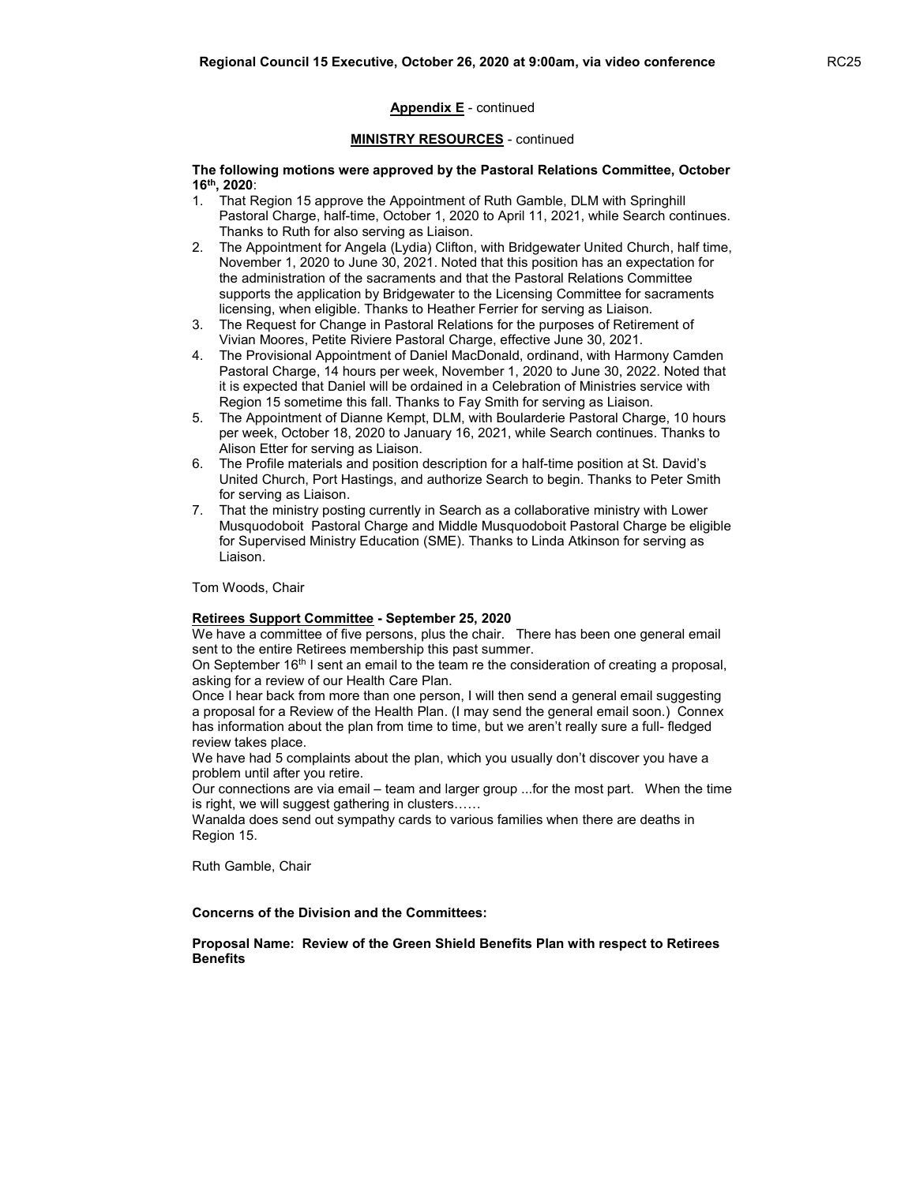**Appendix E** - continued

**MINISTRY RESOURCES** - continued

**The following motions were approved by the Pastoral Relations Committee, October 16th, 2020**:

1. That Region 15 approve the Appointment of Ruth Gamble, DLM with Springhill Pastoral Charge, half-time, October 1, 2020 to April 11, 2021, while Search continues. Thanks to Ruth for also serving as Liaison.
2. The Appointment for Angela (Lydia) Clifton, with Bridgewater United Church, half time, November 1, 2020 to June 30, 2021. Noted that this position has an expectation for the administration of the sacraments and that the Pastoral Relations Committee supports the application by Bridgewater to the Licensing Committee for sacraments licensing, when eligible. Thanks to Heather Ferrier for serving as Liaison.
3. The Request for Change in Pastoral Relations for the purposes of Retirement of Vivian Moores, Petite Riviere Pastoral Charge, effective June 30, 2021.
4. The Provisional Appointment of Daniel MacDonald, ordinand, with Harmony Camden Pastoral Charge, 14 hours per week, November 1, 2020 to June 30, 2022. Noted that it is expected that Daniel will be ordained in a Celebration of Ministries service with Region 15 sometime this fall. Thanks to Fay Smith for serving as Liaison.
5. The Appointment of Dianne Kempt, DLM, with Boularderie Pastoral Charge, 10 hours per week, October 18, 2020 to January 16, 2021, while Search continues. Thanks to Alison Etter for serving as Liaison.
6. The Profile materials and position description for a half-time position at St. David's United Church, Port Hastings, and authorize Search to begin. Thanks to Peter Smith for serving as Liaison.
7. That the ministry posting currently in Search as a collaborative ministry with Lower Musquodoboit Pastoral Charge and Middle Musquodoboit Pastoral Charge be eligible for Supervised Ministry Education (SME). Thanks to Linda Atkinson for serving as Liaison.

Tom Woods, Chair

**Retirees Support Committee - September 25, 2020**

We have a committee of five persons, plus the chair. There has been one general email sent to the entire Retirees membership this past summer.

On September 16th I sent an email to the team re the consideration of creating a proposal, asking for a review of our Health Care Plan.

Once I hear back from more than one person, I will then send a general email suggesting a proposal for a Review of the Health Plan. (I may send the general email soon.) Connex has information about the plan from time to time, but we aren't really sure a full- fledged review takes place.

We have had 5 complaints about the plan, which you usually don't discover you have a problem until after you retire.

Our connections are via email – team and larger group ...for the most part. When the time is right, we will suggest gathering in clusters……

Wanalda does send out sympathy cards to various families when there are deaths in Region 15.

Ruth Gamble, Chair

**Concerns of the Division and the Committees:**

**Proposal Name: Review of the Green Shield Benefits Plan with respect to Retirees Benefits**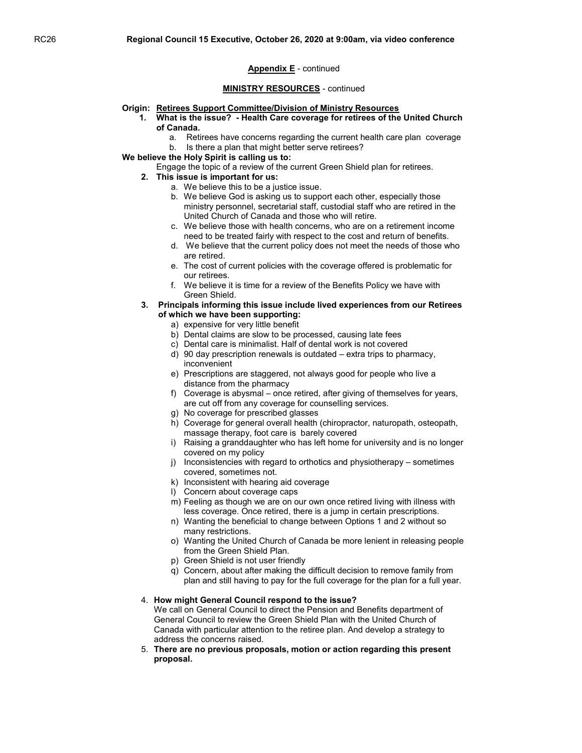**Appendix E** - continued

**MINISTRY RESOURCES** - continued

**Origin: Retirees Support Committee/Division of Ministry Resources**

1. **What is the issue? - Health Care coverage for retirees of the United Church of Canada.**
   a. Retirees have concerns regarding the current health care plan coverage
   b. Is there a plan that might better serve retirees?

**We believe the Holy Spirit is calling us to:**

Engage the topic of a review of the current Green Shield plan for retirees.

2. **This issue is important for us:**
   a. We believe this to be a justice issue.
   b. We believe God is asking us to support each other, especially those ministry personnel, secretarial staff, custodial staff who are retired in the United Church of Canada and those who will retire.
   c. We believe those with health concerns, who are on a retirement income need to be treated fairly with respect to the cost and return of benefits.
   d. We believe that the current policy does not meet the needs of those who are retired.
   e. The cost of current policies with the coverage offered is problematic for our retirees.
   f. We believe it is time for a review of the Benefits Policy we have with Green Shield.

3. **Principals informing this issue include lived experiences from our Retirees of which we have been supporting:**
   a) expensive for very little benefit
   b) Dental claims are slow to be processed, causing late fees
   c) Dental care is minimalist. Half of dental work is not covered
   d) 90 day prescription renewals is outdated – extra trips to pharmacy, inconvenient
   e) Prescriptions are staggered, not always good for people who live a distance from the pharmacy
   f) Coverage is abysmal – once retired, after giving of themselves for years, are cut off from any coverage for counselling services.
   g) No coverage for prescribed glasses
   h) Coverage for general overall health (chiropractor, naturopath, osteopath, massage therapy, foot care is barely covered
   i) Raising a granddaughter who has left home for university and is no longer covered on my policy
   j) Inconsistencies with regard to orthotics and physiotherapy – sometimes covered, sometimes not.
   k) Inconsistent with hearing aid coverage
   l) Concern about coverage caps
   m) Feeling as though we are on our own once retired living with illness with less coverage. Once retired, there is a jump in certain prescriptions.
   n) Wanting the beneficial to change between Options 1 and 2 without so many restrictions.
   o) Wanting the United Church of Canada be more lenient in releasing people from the Green Shield Plan.
   p) Green Shield is not user friendly
   q) Concern, about after making the difficult decision to remove family from plan and still having to pay for the full coverage for the plan for a full year.

4. **How might General Council respond to the issue?**
   We call on General Council to direct the Pension and Benefits department of General Council to review the Green Shield Plan with the United Church of Canada with particular attention to the retiree plan. And develop a strategy to address the concerns raised.

5. **There are no previous proposals, motion or action regarding this present proposal.**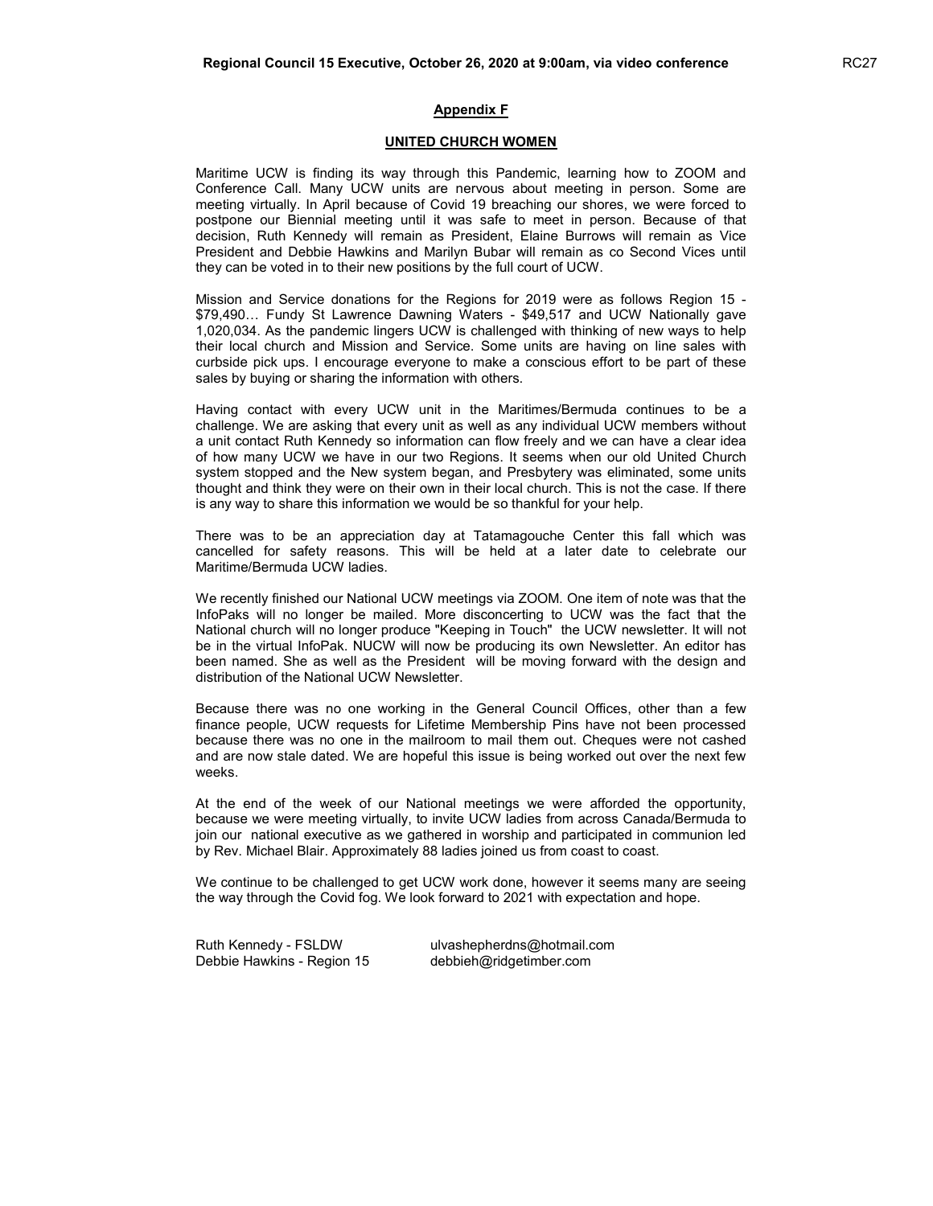## Appendix F

## UNITED CHURCH WOMEN

Maritime UCW is finding its way through this Pandemic, learning how to ZOOM and Conference Call. Many UCW units are nervous about meeting in person. Some are meeting virtually. In April because of Covid 19 breaching our shores, we were forced to postpone our Biennial meeting until it was safe to meet in person. Because of that decision, Ruth Kennedy will remain as President, Elaine Burrows will remain as Vice President and Debbie Hawkins and Marilyn Bubar will remain as co Second Vices until they can be voted in to their new positions by the full court of UCW.

Mission and Service donations for the Regions for 2019 were as follows Region 15 - $79,490… Fundy St Lawrence Dawning Waters - $49,517 and UCW Nationally gave 1,020,034. As the pandemic lingers UCW is challenged with thinking of new ways to help their local church and Mission and Service. Some units are having on line sales with curbside pick ups. I encourage everyone to make a conscious effort to be part of these sales by buying or sharing the information with others.

Having contact with every UCW unit in the Maritimes/Bermuda continues to be a challenge. We are asking that every unit as well as any individual UCW members without a unit contact Ruth Kennedy so information can flow freely and we can have a clear idea of how many UCW we have in our two Regions. It seems when our old United Church system stopped and the New system began, and Presbytery was eliminated, some units thought and think they were on their own in their local church. This is not the case. If there is any way to share this information we would be so thankful for your help.

There was to be an appreciation day at Tatamagouche Center this fall which was cancelled for safety reasons. This will be held at a later date to celebrate our Maritime/Bermuda UCW ladies.

We recently finished our National UCW meetings via ZOOM. One item of note was that the InfoPaks will no longer be mailed. More disconcerting to UCW was the fact that the National church will no longer produce "Keeping in Touch" the UCW newsletter. It will not be in the virtual InfoPak. NUCW will now be producing its own Newsletter. An editor has been named. She as well as the President will be moving forward with the design and distribution of the National UCW Newsletter.

Because there was no one working in the General Council Offices, other than a few finance people, UCW requests for Lifetime Membership Pins have not been processed because there was no one in the mailroom to mail them out. Cheques were not cashed and are now stale dated. We are hopeful this issue is being worked out over the next few weeks.

At the end of the week of our National meetings we were afforded the opportunity, because we were meeting virtually, to invite UCW ladies from across Canada/Bermuda to join our national executive as we gathered in worship and participated in communion led by Rev. Michael Blair. Approximately 88 ladies joined us from coast to coast.

We continue to be challenged to get UCW work done, however it seems many are seeing the way through the Covid fog. We look forward to 2021 with expectation and hope.

Ruth Kennedy - FSLDW ulvashepherdns@hotmail.com
Debbie Hawkins - Region 15 debbieh@ridgetimber.com